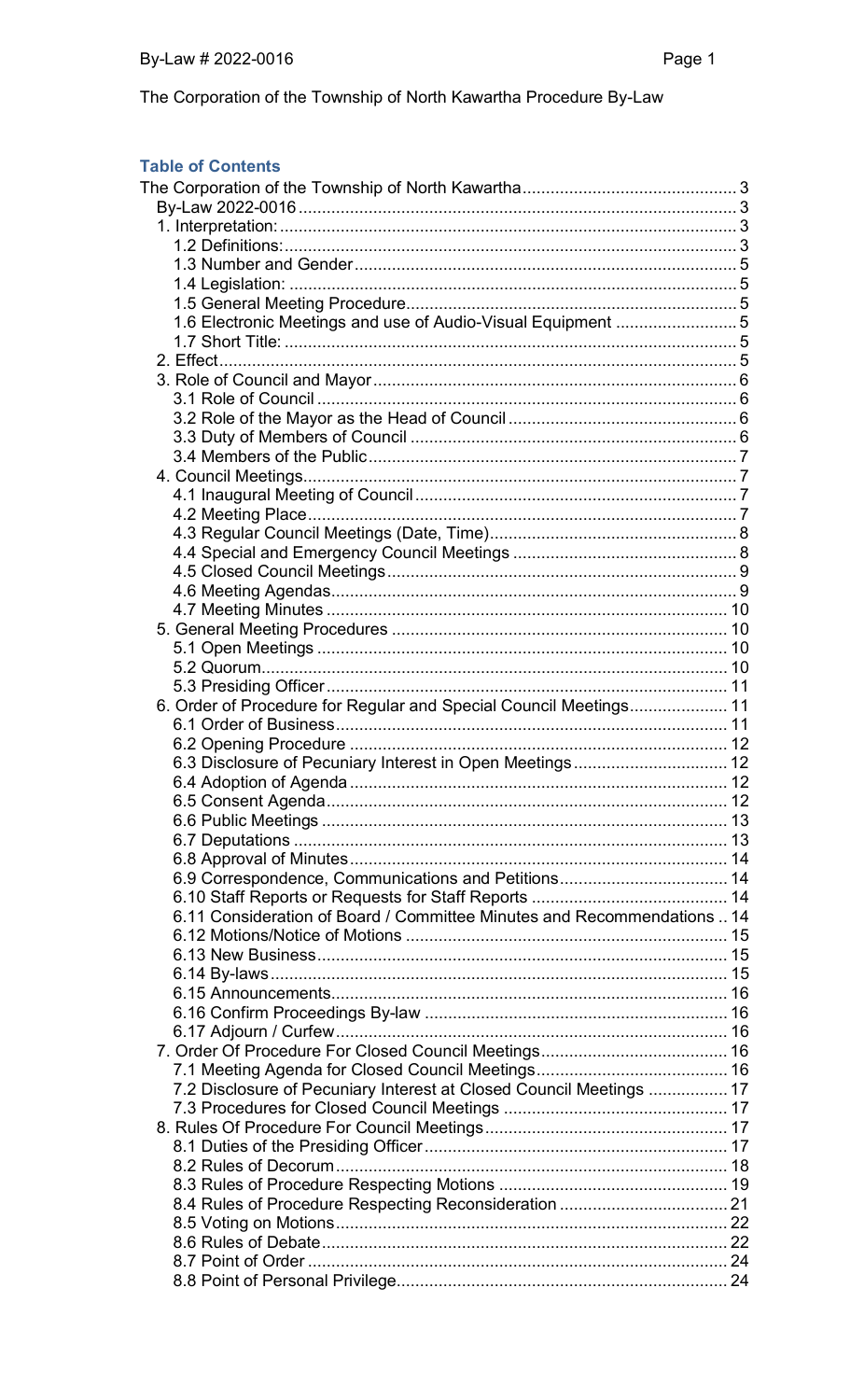The Corporation of the Township of North Kawartha Procedure By-Law

### Table of Contents

The Corporation of the Township of North Kawartha ..... 3
- By-Law 2022-0016 ..... 3
- 1. Interpretation: ..... 3
  - 1.2 Definitions: ..... 3
  - 1.3 Number and Gender ..... 5
  - 1.4 Legislation: ..... 5
  - 1.5 General Meeting Procedure ..... 5
  - 1.6 Electronic Meetings and use of Audio-Visual Equipment ..... 5
  - 1.7 Short Title: ..... 5
- 2. Effect ..... 5
- 3. Role of Council and Mayor ..... 6
  - 3.1 Role of Council ..... 6
  - 3.2 Role of the Mayor as the Head of Council ..... 6
  - 3.3 Duty of Members of Council ..... 6
  - 3.4 Members of the Public ..... 7
- 4. Council Meetings ..... 7
  - 4.1 Inaugural Meeting of Council ..... 7
  - 4.2 Meeting Place ..... 7
  - 4.3 Regular Council Meetings (Date, Time) ..... 8
  - 4.4 Special and Emergency Council Meetings ..... 8
  - 4.5 Closed Council Meetings ..... 9
  - 4.6 Meeting Agendas ..... 9
  - 4.7 Meeting Minutes ..... 10
- 5. General Meeting Procedures ..... 10
  - 5.1 Open Meetings ..... 10
  - 5.2 Quorum ..... 10
  - 5.3 Presiding Officer ..... 11
- 6. Order of Procedure for Regular and Special Council Meetings ..... 11
  - 6.1 Order of Business ..... 11
  - 6.2 Opening Procedure ..... 12
  - 6.3 Disclosure of Pecuniary Interest in Open Meetings ..... 12
  - 6.4 Adoption of Agenda ..... 12
  - 6.5 Consent Agenda ..... 12
  - 6.6 Public Meetings ..... 13
  - 6.7 Deputations ..... 13
  - 6.8 Approval of Minutes ..... 14
  - 6.9 Correspondence, Communications and Petitions ..... 14
  - 6.10 Staff Reports or Requests for Staff Reports ..... 14
  - 6.11 Consideration of Board / Committee Minutes and Recommendations ..... 14
  - 6.12 Motions/Notice of Motions ..... 15
  - 6.13 New Business ..... 15
  - 6.14 By-laws ..... 15
  - 6.15 Announcements ..... 16
  - 6.16 Confirm Proceedings By-law ..... 16
  - 6.17 Adjourn / Curfew ..... 16
- 7. Order Of Procedure For Closed Council Meetings ..... 16
  - 7.1 Meeting Agenda for Closed Council Meetings ..... 16
  - 7.2 Disclosure of Pecuniary Interest at Closed Council Meetings ..... 17
  - 7.3 Procedures for Closed Council Meetings ..... 17
- 8. Rules Of Procedure For Council Meetings ..... 17
  - 8.1 Duties of the Presiding Officer ..... 17
  - 8.2 Rules of Decorum ..... 18
  - 8.3 Rules of Procedure Respecting Motions ..... 19
  - 8.4 Rules of Procedure Respecting Reconsideration ..... 21
  - 8.5 Voting on Motions ..... 22
  - 8.6 Rules of Debate ..... 22
  - 8.7 Point of Order ..... 24
  - 8.8 Point of Personal Privilege ..... 24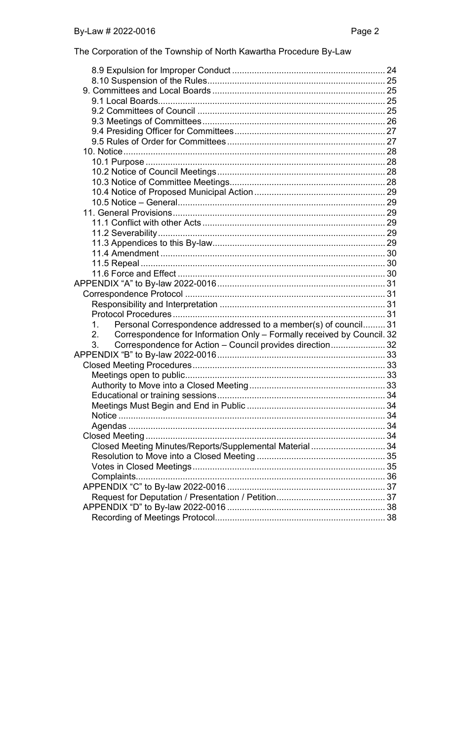The Corporation of the Township of North Kawartha Procedure By-Law

- 8.9 Expulsion for Improper Conduct ............................................................. 24
- 8.10 Suspension of the Rules ....................................................................... 25
- 9. Committees and Local Boards ..................................................................... 25
  - 9.1 Local Boards ........................................................................................... 25
  - 9.2 Committees of Council ........................................................................... 25
  - 9.3 Meetings of Committees ......................................................................... 26
  - 9.4 Presiding Officer for Committees ............................................................ 27
  - 9.5 Rules of Order for Committees ............................................................... 27
- 10. Notice ......................................................................................................... 28
  - 10.1 Purpose ................................................................................................ 28
  - 10.2 Notice of Council Meetings ................................................................... 28
  - 10.3 Notice of Committee Meetings .............................................................. 28
  - 10.4 Notice of Proposed Municipal Action .................................................... 29
  - 10.5 Notice – General ................................................................................... 29
- 11. General Provisions ..................................................................................... 29
  - 11.1 Conflict with other Acts ......................................................................... 29
  - 11.2 Severability ........................................................................................... 29
  - 11.3 Appendices to this By-law ..................................................................... 29
  - 11.4 Amendment .......................................................................................... 30
  - 11.5 Repeal .................................................................................................. 30
  - 11.6 Force and Effect ................................................................................... 30
- APPENDIX "A" to By-law 2022-0016 ................................................................... 31
  - Correspondence Protocol ................................................................................ 31
  - Responsibility and Interpretation .................................................................... 31
  - Protocol Procedures ....................................................................................... 31
    1. Personal Correspondence addressed to a member(s) of council ......... 31
    2. Correspondence for Information Only – Formally received by Council. 32
    3. Correspondence for Action – Council provides direction ...................... 32
- APPENDIX "B" to By-law 2022-0016 ................................................................... 33
  - Closed Meeting Procedures ............................................................................. 33
  - Meetings open to public ................................................................................... 33
  - Authority to Move into a Closed Meeting ......................................................... 33
  - Educational or training sessions ...................................................................... 34
  - Meetings Must Begin and End in Public .......................................................... 34
  - Notice .............................................................................................................. 34
  - Agendas .......................................................................................................... 34
  - Closed Meeting ................................................................................................ 34
  - Closed Meeting Minutes/Reports/Supplemental Material ................................ 34
  - Resolution to Move into a Closed Meeting ...................................................... 35
  - Votes in Closed Meetings ................................................................................ 35
  - Complaints ....................................................................................................... 36
  - APPENDIX "C" to By-law 2022-0016 ............................................................... 37
    - Request for Deputation / Presentation / Petition ......................................... 37
  - APPENDIX "D" to By-law 2022-0016 ............................................................... 38
    - Recording of Meetings Protocol ................................................................... 38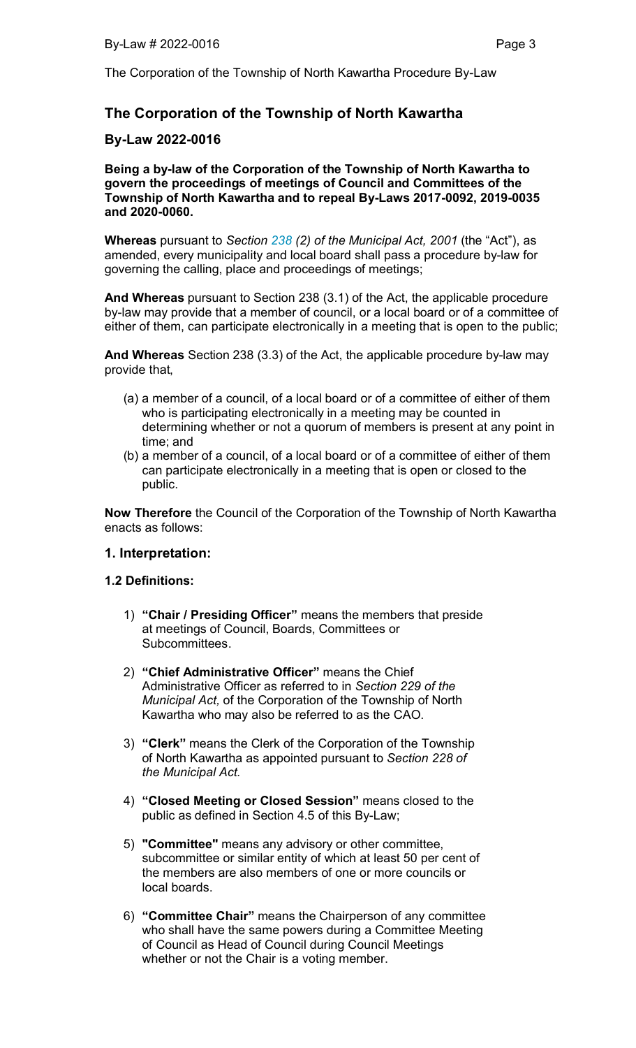## The Corporation of the Township of North Kawartha

### By-Law 2022-0016

**Being a by-law of the Corporation of the Township of North Kawartha to govern the proceedings of meetings of Council and Committees of the Township of North Kawartha and to repeal By-Laws 2017-0092, 2019-0035 and 2020-0060.**

**Whereas** pursuant to *Section 238 (2) of the Municipal Act, 2001* (the "Act"), as amended, every municipality and local board shall pass a procedure by-law for governing the calling, place and proceedings of meetings;

**And Whereas** pursuant to Section 238 (3.1) of the Act, the applicable procedure by-law may provide that a member of council, or a local board or of a committee of either of them, can participate electronically in a meeting that is open to the public;

**And Whereas** Section 238 (3.3) of the Act, the applicable procedure by-law may provide that,

(a) a member of a council, of a local board or of a committee of either of them who is participating electronically in a meeting may be counted in determining whether or not a quorum of members is present at any point in time; and

(b) a member of a council, of a local board or of a committee of either of them can participate electronically in a meeting that is open or closed to the public.

**Now Therefore** the Council of the Corporation of the Township of North Kawartha enacts as follows:

### 1. Interpretation:

#### 1.2 Definitions:

1) **"Chair / Presiding Officer"** means the members that preside at meetings of Council, Boards, Committees or Subcommittees.

2) **"Chief Administrative Officer"** means the Chief Administrative Officer as referred to in *Section 229 of the Municipal Act,* of the Corporation of the Township of North Kawartha who may also be referred to as the CAO.

3) **"Clerk"** means the Clerk of the Corporation of the Township of North Kawartha as appointed pursuant to *Section 228 of the Municipal Act.*

4) **"Closed Meeting or Closed Session"** means closed to the public as defined in Section 4.5 of this By-Law;

5) **"Committee"** means any advisory or other committee, subcommittee or similar entity of which at least 50 per cent of the members are also members of one or more councils or local boards.

6) **"Committee Chair"** means the Chairperson of any committee who shall have the same powers during a Committee Meeting of Council as Head of Council during Council Meetings whether or not the Chair is a voting member.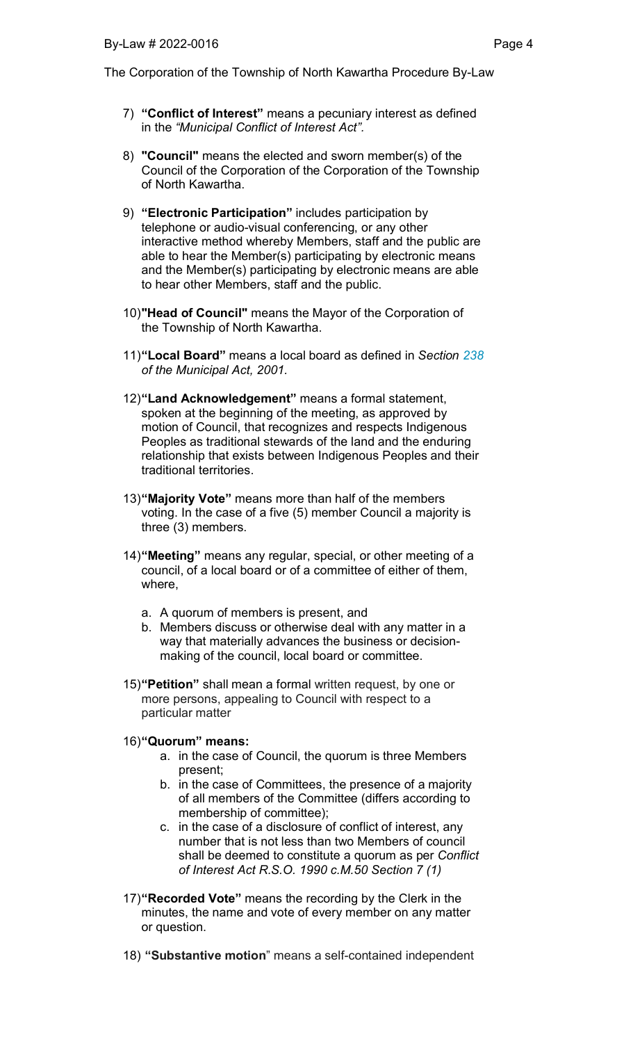7) **"Conflict of Interest"** means a pecuniary interest as defined in the *"Municipal Conflict of Interest Act".*

8) **"Council"** means the elected and sworn member(s) of the Council of the Corporation of the Corporation of the Township of North Kawartha.

9) **"Electronic Participation"** includes participation by telephone or audio-visual conferencing, or any other interactive method whereby Members, staff and the public are able to hear the Member(s) participating by electronic means and the Member(s) participating by electronic means are able to hear other Members, staff and the public.

10) **"Head of Council"** means the Mayor of the Corporation of the Township of North Kawartha.

11) **"Local Board"** means a local board as defined in *Section 238 of the Municipal Act, 2001.*

12) **"Land Acknowledgement"** means a formal statement, spoken at the beginning of the meeting, as approved by motion of Council, that recognizes and respects Indigenous Peoples as traditional stewards of the land and the enduring relationship that exists between Indigenous Peoples and their traditional territories.

13) **"Majority Vote"** means more than half of the members voting. In the case of a five (5) member Council a majority is three (3) members.

14) **"Meeting"** means any regular, special, or other meeting of a council, of a local board or of a committee of either of them, where,

    a. A quorum of members is present, and
    b. Members discuss or otherwise deal with any matter in a way that materially advances the business or decision-making of the council, local board or committee.

15) **"Petition"** shall mean a formal written request, by one or more persons, appealing to Council with respect to a particular matter

16) **"Quorum" means:**

    a. in the case of Council, the quorum is three Members present;
    b. in the case of Committees, the presence of a majority of all members of the Committee (differs according to membership of committee);
    c. in the case of a disclosure of conflict of interest, any number that is not less than two Members of council shall be deemed to constitute a quorum as per *Conflict of Interest Act R.S.O. 1990 c.M.50 Section 7 (1)*

17) **"Recorded Vote"** means the recording by the Clerk in the minutes, the name and vote of every member on any matter or question.

18) **"Substantive motion"** means a self-contained independent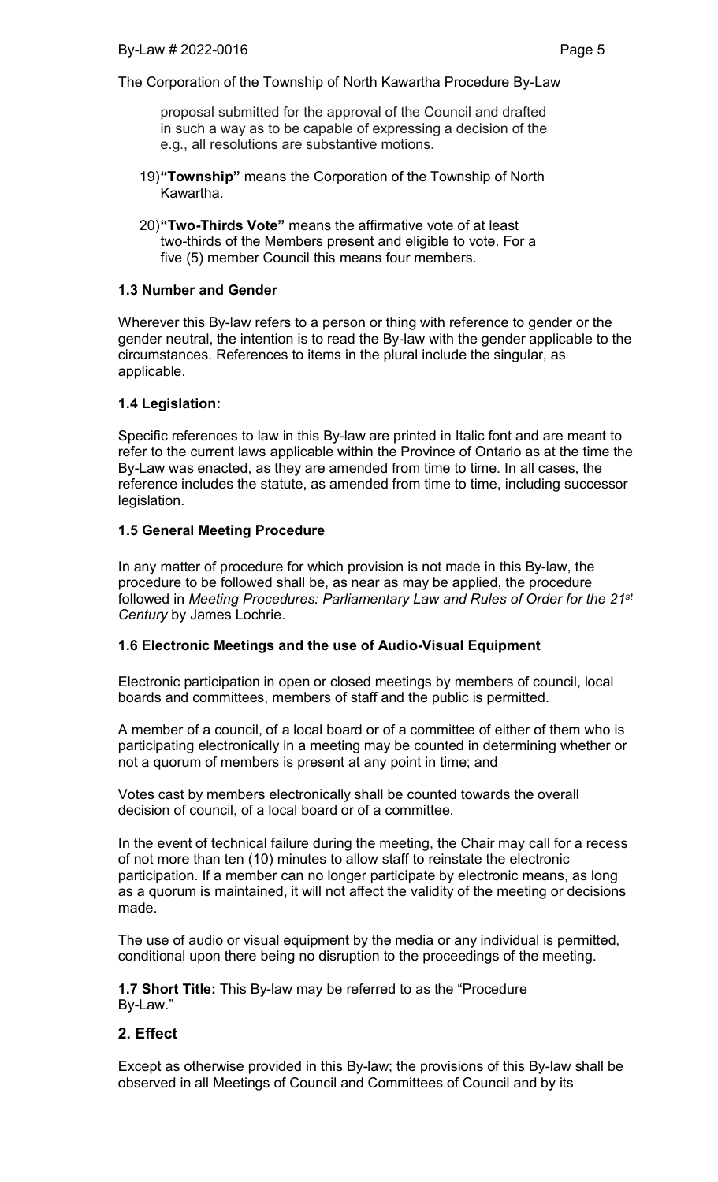proposal submitted for the approval of the Council and drafted in such a way as to be capable of expressing a decision of the e.g., all resolutions are substantive motions.

19) **"Township"** means the Corporation of the Township of North Kawartha.

20) **"Two-Thirds Vote"** means the affirmative vote of at least two-thirds of the Members present and eligible to vote. For a five (5) member Council this means four members.

### 1.3 Number and Gender

Wherever this By-law refers to a person or thing with reference to gender or the gender neutral, the intention is to read the By-law with the gender applicable to the circumstances. References to items in the plural include the singular, as applicable.

### 1.4 Legislation:

Specific references to law in this By-law are printed in Italic font and are meant to refer to the current laws applicable within the Province of Ontario as at the time the By-Law was enacted, as they are amended from time to time. In all cases, the reference includes the statute, as amended from time to time, including successor legislation.

### 1.5 General Meeting Procedure

In any matter of procedure for which provision is not made in this By-law, the procedure to be followed shall be, as near as may be applied, the procedure followed in *Meeting Procedures: Parliamentary Law and Rules of Order for the 21st Century* by James Lochrie.

### 1.6 Electronic Meetings and the use of Audio-Visual Equipment

Electronic participation in open or closed meetings by members of council, local boards and committees, members of staff and the public is permitted.

A member of a council, of a local board or of a committee of either of them who is participating electronically in a meeting may be counted in determining whether or not a quorum of members is present at any point in time; and

Votes cast by members electronically shall be counted towards the overall decision of council, of a local board or of a committee.

In the event of technical failure during the meeting, the Chair may call for a recess of not more than ten (10) minutes to allow staff to reinstate the electronic participation. If a member can no longer participate by electronic means, as long as a quorum is maintained, it will not affect the validity of the meeting or decisions made.

The use of audio or visual equipment by the media or any individual is permitted, conditional upon there being no disruption to the proceedings of the meeting.

**1.7 Short Title:** This By-law may be referred to as the "Procedure By-Law."

## 2. Effect

Except as otherwise provided in this By-law; the provisions of this By-law shall be observed in all Meetings of Council and Committees of Council and by its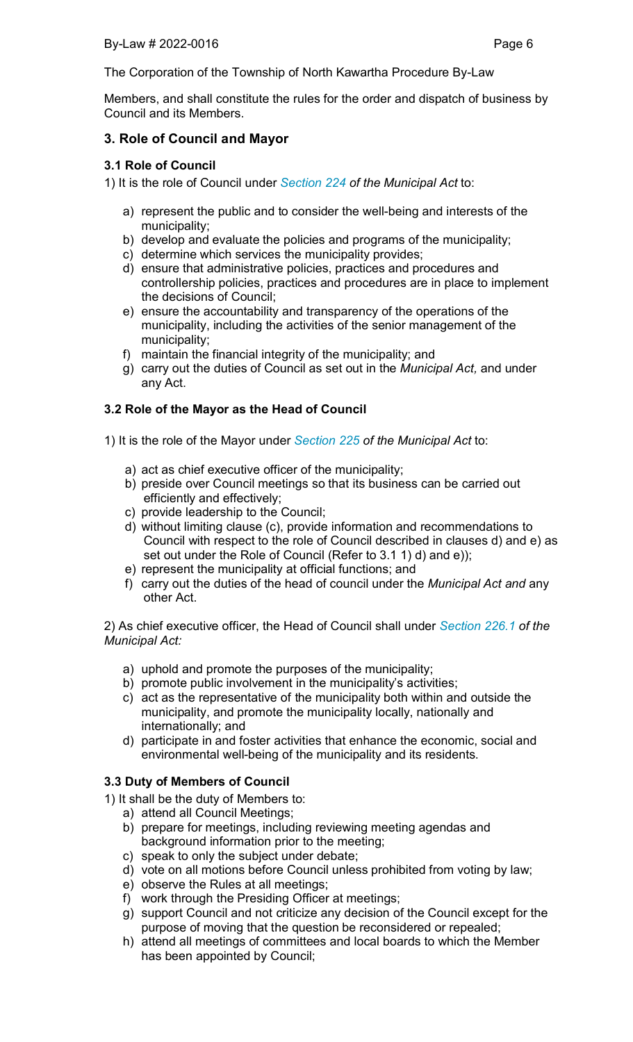Members, and shall constitute the rules for the order and dispatch of business by Council and its Members.

## 3. Role of Council and Mayor

### 3.1 Role of Council

1) It is the role of Council under *Section 224 of the Municipal Act* to:

a) represent the public and to consider the well-being and interests of the municipality;
b) develop and evaluate the policies and programs of the municipality;
c) determine which services the municipality provides;
d) ensure that administrative policies, practices and procedures and controllership policies, practices and procedures are in place to implement the decisions of Council;
e) ensure the accountability and transparency of the operations of the municipality, including the activities of the senior management of the municipality;
f) maintain the financial integrity of the municipality; and
g) carry out the duties of Council as set out in the *Municipal Act,* and under any Act.

### 3.2 Role of the Mayor as the Head of Council

1) It is the role of the Mayor under *Section 225 of the Municipal Act* to:

a) act as chief executive officer of the municipality;
b) preside over Council meetings so that its business can be carried out efficiently and effectively;
c) provide leadership to the Council;
d) without limiting clause (c), provide information and recommendations to Council with respect to the role of Council described in clauses d) and e) as set out under the Role of Council (Refer to 3.1 1) d) and e));
e) represent the municipality at official functions; and
f) carry out the duties of the head of council under the *Municipal Act and* any other Act.

2) As chief executive officer, the Head of Council shall under *Section 226.1 of the Municipal Act:*

a) uphold and promote the purposes of the municipality;
b) promote public involvement in the municipality's activities;
c) act as the representative of the municipality both within and outside the municipality, and promote the municipality locally, nationally and internationally; and
d) participate in and foster activities that enhance the economic, social and environmental well-being of the municipality and its residents.

### 3.3 Duty of Members of Council

1) It shall be the duty of Members to:

a) attend all Council Meetings;
b) prepare for meetings, including reviewing meeting agendas and background information prior to the meeting;
c) speak to only the subject under debate;
d) vote on all motions before Council unless prohibited from voting by law;
e) observe the Rules at all meetings;
f) work through the Presiding Officer at meetings;
g) support Council and not criticize any decision of the Council except for the purpose of moving that the question be reconsidered or repealed;
h) attend all meetings of committees and local boards to which the Member has been appointed by Council;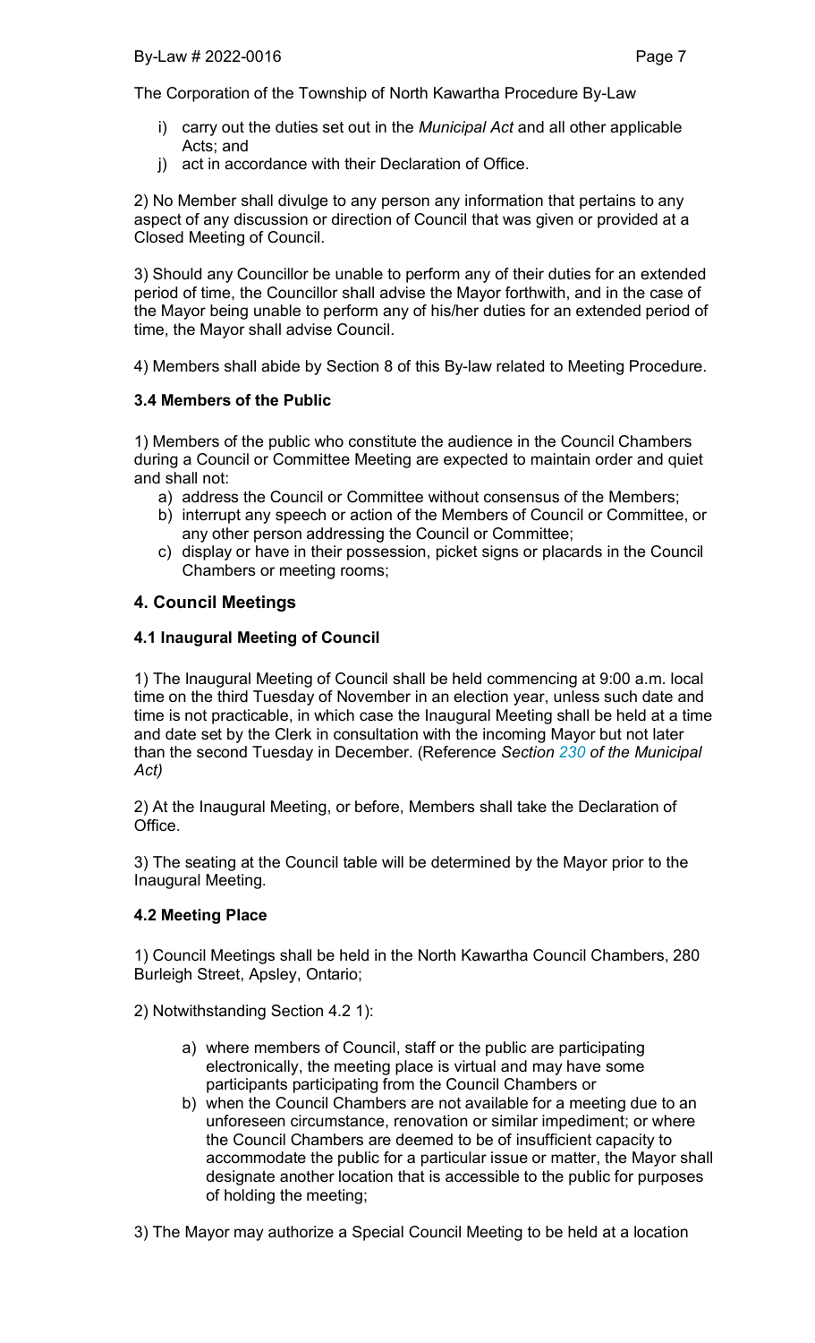i) carry out the duties set out in the *Municipal Act* and all other applicable Acts; and
j) act in accordance with their Declaration of Office.

2) No Member shall divulge to any person any information that pertains to any aspect of any discussion or direction of Council that was given or provided at a Closed Meeting of Council.

3) Should any Councillor be unable to perform any of their duties for an extended period of time, the Councillor shall advise the Mayor forthwith, and in the case of the Mayor being unable to perform any of his/her duties for an extended period of time, the Mayor shall advise Council.

4) Members shall abide by Section 8 of this By-law related to Meeting Procedure.

### 3.4 Members of the Public

1) Members of the public who constitute the audience in the Council Chambers during a Council or Committee Meeting are expected to maintain order and quiet and shall not:

a) address the Council or Committee without consensus of the Members;
b) interrupt any speech or action of the Members of Council or Committee, or any other person addressing the Council or Committee;
c) display or have in their possession, picket signs or placards in the Council Chambers or meeting rooms;

## 4. Council Meetings

### 4.1 Inaugural Meeting of Council

1) The Inaugural Meeting of Council shall be held commencing at 9:00 a.m. local time on the third Tuesday of November in an election year, unless such date and time is not practicable, in which case the Inaugural Meeting shall be held at a time and date set by the Clerk in consultation with the incoming Mayor but not later than the second Tuesday in December. (Reference *Section 230 of the Municipal Act)*

2) At the Inaugural Meeting, or before, Members shall take the Declaration of Office.

3) The seating at the Council table will be determined by the Mayor prior to the Inaugural Meeting.

### 4.2 Meeting Place

1) Council Meetings shall be held in the North Kawartha Council Chambers, 280 Burleigh Street, Apsley, Ontario;

2) Notwithstanding Section 4.2 1):

a) where members of Council, staff or the public are participating electronically, the meeting place is virtual and may have some participants participating from the Council Chambers or
b) when the Council Chambers are not available for a meeting due to an unforeseen circumstance, renovation or similar impediment; or where the Council Chambers are deemed to be of insufficient capacity to accommodate the public for a particular issue or matter, the Mayor shall designate another location that is accessible to the public for purposes of holding the meeting;

3) The Mayor may authorize a Special Council Meeting to be held at a location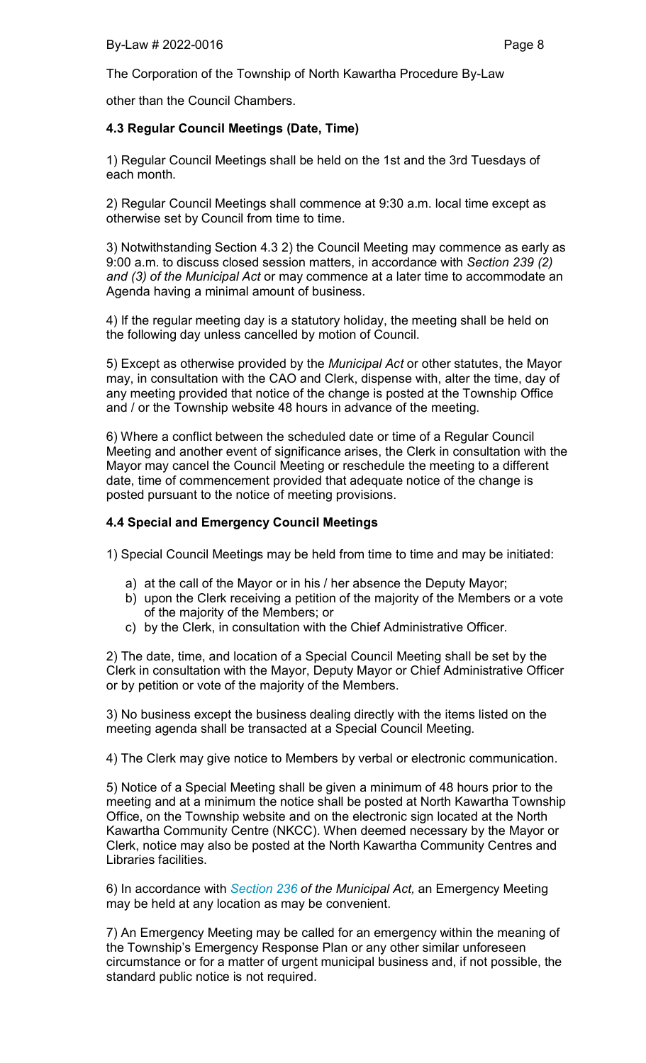other than the Council Chambers.

### 4.3 Regular Council Meetings (Date, Time)

1) Regular Council Meetings shall be held on the 1st and the 3rd Tuesdays of each month.

2) Regular Council Meetings shall commence at 9:30 a.m. local time except as otherwise set by Council from time to time.

3) Notwithstanding Section 4.3 2) the Council Meeting may commence as early as 9:00 a.m. to discuss closed session matters, in accordance with *Section 239 (2) and (3) of the Municipal Act* or may commence at a later time to accommodate an Agenda having a minimal amount of business.

4) If the regular meeting day is a statutory holiday, the meeting shall be held on the following day unless cancelled by motion of Council.

5) Except as otherwise provided by the *Municipal Act* or other statutes, the Mayor may, in consultation with the CAO and Clerk, dispense with, alter the time, day of any meeting provided that notice of the change is posted at the Township Office and / or the Township website 48 hours in advance of the meeting.

6) Where a conflict between the scheduled date or time of a Regular Council Meeting and another event of significance arises, the Clerk in consultation with the Mayor may cancel the Council Meeting or reschedule the meeting to a different date, time of commencement provided that adequate notice of the change is posted pursuant to the notice of meeting provisions.

### 4.4 Special and Emergency Council Meetings

1) Special Council Meetings may be held from time to time and may be initiated:

a) at the call of the Mayor or in his / her absence the Deputy Mayor;
b) upon the Clerk receiving a petition of the majority of the Members or a vote of the majority of the Members; or
c) by the Clerk, in consultation with the Chief Administrative Officer.

2) The date, time, and location of a Special Council Meeting shall be set by the Clerk in consultation with the Mayor, Deputy Mayor or Chief Administrative Officer or by petition or vote of the majority of the Members.

3) No business except the business dealing directly with the items listed on the meeting agenda shall be transacted at a Special Council Meeting.

4) The Clerk may give notice to Members by verbal or electronic communication.

5) Notice of a Special Meeting shall be given a minimum of 48 hours prior to the meeting and at a minimum the notice shall be posted at North Kawartha Township Office, on the Township website and on the electronic sign located at the North Kawartha Community Centre (NKCC). When deemed necessary by the Mayor or Clerk, notice may also be posted at the North Kawartha Community Centres and Libraries facilities.

6) In accordance with *Section 236 of the Municipal Act,* an Emergency Meeting may be held at any location as may be convenient.

7) An Emergency Meeting may be called for an emergency within the meaning of the Township's Emergency Response Plan or any other similar unforeseen circumstance or for a matter of urgent municipal business and, if not possible, the standard public notice is not required.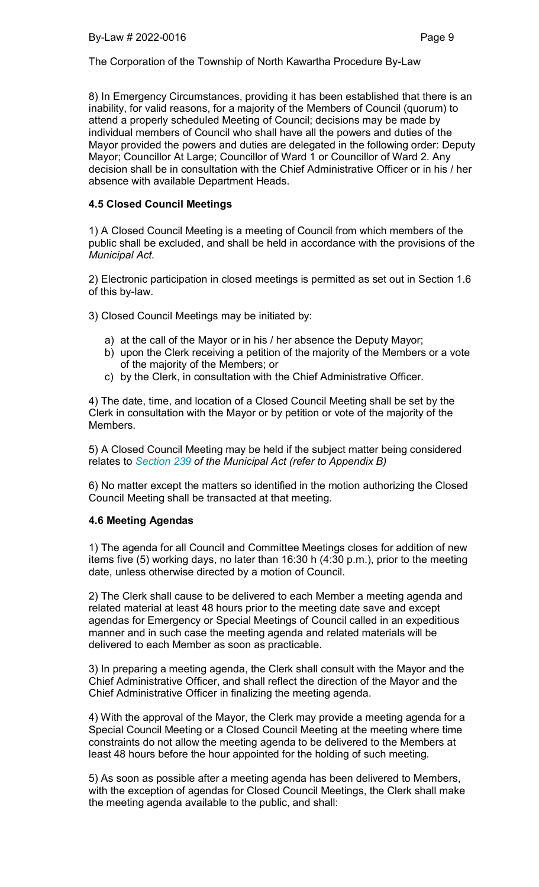8) In Emergency Circumstances, providing it has been established that there is an inability, for valid reasons, for a majority of the Members of Council (quorum) to attend a properly scheduled Meeting of Council; decisions may be made by individual members of Council who shall have all the powers and duties of the Mayor provided the powers and duties are delegated in the following order: Deputy Mayor; Councillor At Large; Councillor of Ward 1 or Councillor of Ward 2. Any decision shall be in consultation with the Chief Administrative Officer or in his / her absence with available Department Heads.

### 4.5 Closed Council Meetings

1) A Closed Council Meeting is a meeting of Council from which members of the public shall be excluded, and shall be held in accordance with the provisions of the *Municipal Act.*

2) Electronic participation in closed meetings is permitted as set out in Section 1.6 of this by-law.

3) Closed Council Meetings may be initiated by:

a) at the call of the Mayor or in his / her absence the Deputy Mayor;
b) upon the Clerk receiving a petition of the majority of the Members or a vote of the majority of the Members; or
c) by the Clerk, in consultation with the Chief Administrative Officer.

4) The date, time, and location of a Closed Council Meeting shall be set by the Clerk in consultation with the Mayor or by petition or vote of the majority of the Members.

5) A Closed Council Meeting may be held if the subject matter being considered relates to *Section 239 of the Municipal Act (refer to Appendix B)*

6) No matter except the matters so identified in the motion authorizing the Closed Council Meeting shall be transacted at that meeting.

### 4.6 Meeting Agendas

1) The agenda for all Council and Committee Meetings closes for addition of new items five (5) working days, no later than 16:30 h (4:30 p.m.), prior to the meeting date, unless otherwise directed by a motion of Council.

2) The Clerk shall cause to be delivered to each Member a meeting agenda and related material at least 48 hours prior to the meeting date save and except agendas for Emergency or Special Meetings of Council called in an expeditious manner and in such case the meeting agenda and related materials will be delivered to each Member as soon as practicable.

3) In preparing a meeting agenda, the Clerk shall consult with the Mayor and the Chief Administrative Officer, and shall reflect the direction of the Mayor and the Chief Administrative Officer in finalizing the meeting agenda.

4) With the approval of the Mayor, the Clerk may provide a meeting agenda for a Special Council Meeting or a Closed Council Meeting at the meeting where time constraints do not allow the meeting agenda to be delivered to the Members at least 48 hours before the hour appointed for the holding of such meeting.

5) As soon as possible after a meeting agenda has been delivered to Members, with the exception of agendas for Closed Council Meetings, the Clerk shall make the meeting agenda available to the public, and shall: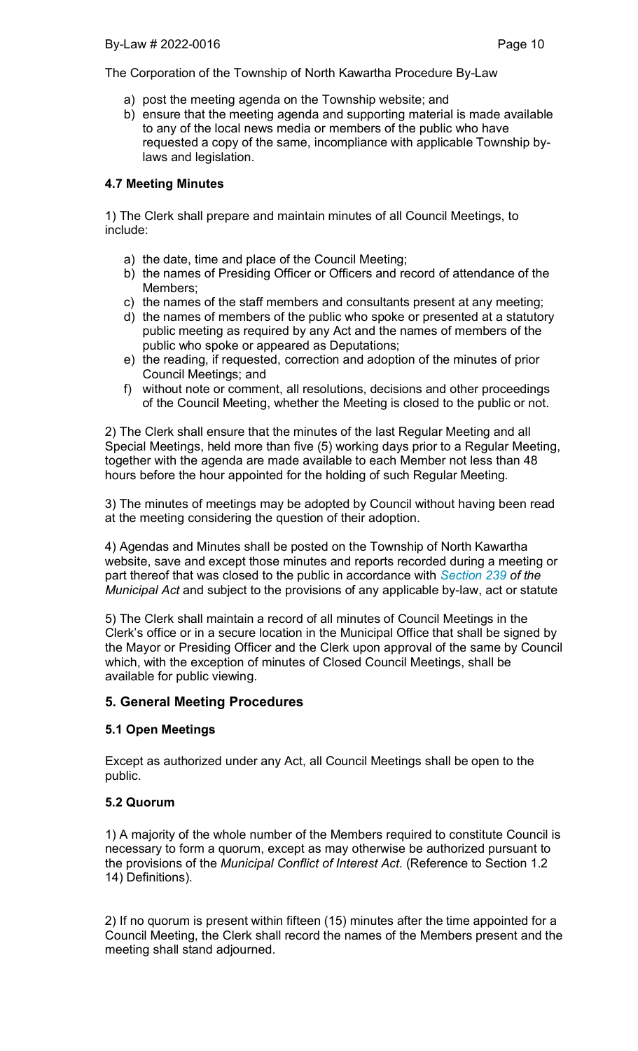a) post the meeting agenda on the Township website; and
b) ensure that the meeting agenda and supporting material is made available to any of the local news media or members of the public who have requested a copy of the same, incompliance with applicable Township by-laws and legislation.

#### 4.7 Meeting Minutes

1) The Clerk shall prepare and maintain minutes of all Council Meetings, to include:

a) the date, time and place of the Council Meeting;
b) the names of Presiding Officer or Officers and record of attendance of the Members;
c) the names of the staff members and consultants present at any meeting;
d) the names of members of the public who spoke or presented at a statutory public meeting as required by any Act and the names of members of the public who spoke or appeared as Deputations;
e) the reading, if requested, correction and adoption of the minutes of prior Council Meetings; and
f) without note or comment, all resolutions, decisions and other proceedings of the Council Meeting, whether the Meeting is closed to the public or not.

2) The Clerk shall ensure that the minutes of the last Regular Meeting and all Special Meetings, held more than five (5) working days prior to a Regular Meeting, together with the agenda are made available to each Member not less than 48 hours before the hour appointed for the holding of such Regular Meeting.

3) The minutes of meetings may be adopted by Council without having been read at the meeting considering the question of their adoption.

4) Agendas and Minutes shall be posted on the Township of North Kawartha website, save and except those minutes and reports recorded during a meeting or part thereof that was closed to the public in accordance with *Section 239 of the Municipal Act* and subject to the provisions of any applicable by-law, act or statute

5) The Clerk shall maintain a record of all minutes of Council Meetings in the Clerk's office or in a secure location in the Municipal Office that shall be signed by the Mayor or Presiding Officer and the Clerk upon approval of the same by Council which, with the exception of minutes of Closed Council Meetings, shall be available for public viewing.

### 5. General Meeting Procedures

#### 5.1 Open Meetings

Except as authorized under any Act, all Council Meetings shall be open to the public.

#### 5.2 Quorum

1) A majority of the whole number of the Members required to constitute Council is necessary to form a quorum, except as may otherwise be authorized pursuant to the provisions of the *Municipal Conflict of Interest Act*. (Reference to Section 1.2 14) Definitions).

2) If no quorum is present within fifteen (15) minutes after the time appointed for a Council Meeting, the Clerk shall record the names of the Members present and the meeting shall stand adjourned.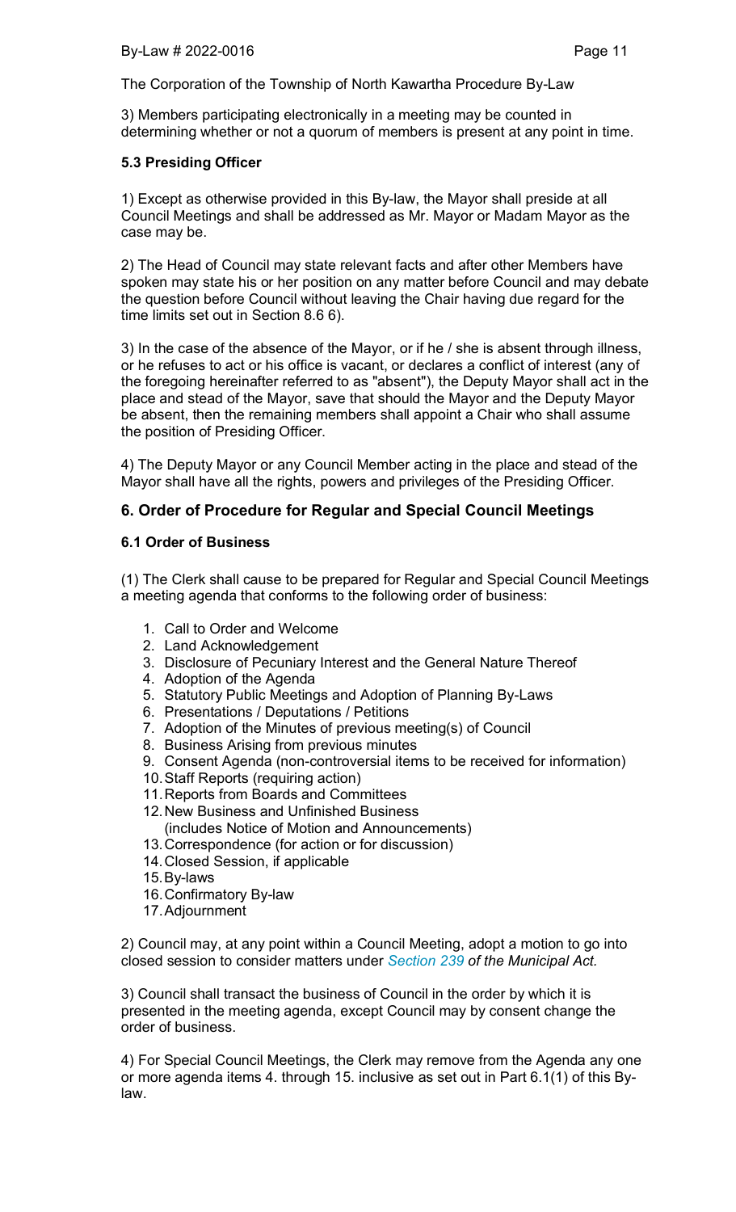3) Members participating electronically in a meeting may be counted in determining whether or not a quorum of members is present at any point in time.

### 5.3 Presiding Officer

1) Except as otherwise provided in this By-law, the Mayor shall preside at all Council Meetings and shall be addressed as Mr. Mayor or Madam Mayor as the case may be.

2) The Head of Council may state relevant facts and after other Members have spoken may state his or her position on any matter before Council and may debate the question before Council without leaving the Chair having due regard for the time limits set out in Section 8.6 6).

3) In the case of the absence of the Mayor, or if he / she is absent through illness, or he refuses to act or his office is vacant, or declares a conflict of interest (any of the foregoing hereinafter referred to as "absent"), the Deputy Mayor shall act in the place and stead of the Mayor, save that should the Mayor and the Deputy Mayor be absent, then the remaining members shall appoint a Chair who shall assume the position of Presiding Officer.

4) The Deputy Mayor or any Council Member acting in the place and stead of the Mayor shall have all the rights, powers and privileges of the Presiding Officer.

## 6. Order of Procedure for Regular and Special Council Meetings

### 6.1 Order of Business

(1) The Clerk shall cause to be prepared for Regular and Special Council Meetings a meeting agenda that conforms to the following order of business:

1. Call to Order and Welcome
2. Land Acknowledgement
3. Disclosure of Pecuniary Interest and the General Nature Thereof
4. Adoption of the Agenda
5. Statutory Public Meetings and Adoption of Planning By-Laws
6. Presentations / Deputations / Petitions
7. Adoption of the Minutes of previous meeting(s) of Council
8. Business Arising from previous minutes
9. Consent Agenda (non-controversial items to be received for information)
10. Staff Reports (requiring action)
11. Reports from Boards and Committees
12. New Business and Unfinished Business
    (includes Notice of Motion and Announcements)
13. Correspondence (for action or for discussion)
14. Closed Session, if applicable
15. By-laws
16. Confirmatory By-law
17. Adjournment

2) Council may, at any point within a Council Meeting, adopt a motion to go into closed session to consider matters under *Section 239 of the Municipal Act.*

3) Council shall transact the business of Council in the order by which it is presented in the meeting agenda, except Council may by consent change the order of business.

4) For Special Council Meetings, the Clerk may remove from the Agenda any one or more agenda items 4. through 15. inclusive as set out in Part 6.1(1) of this By-law.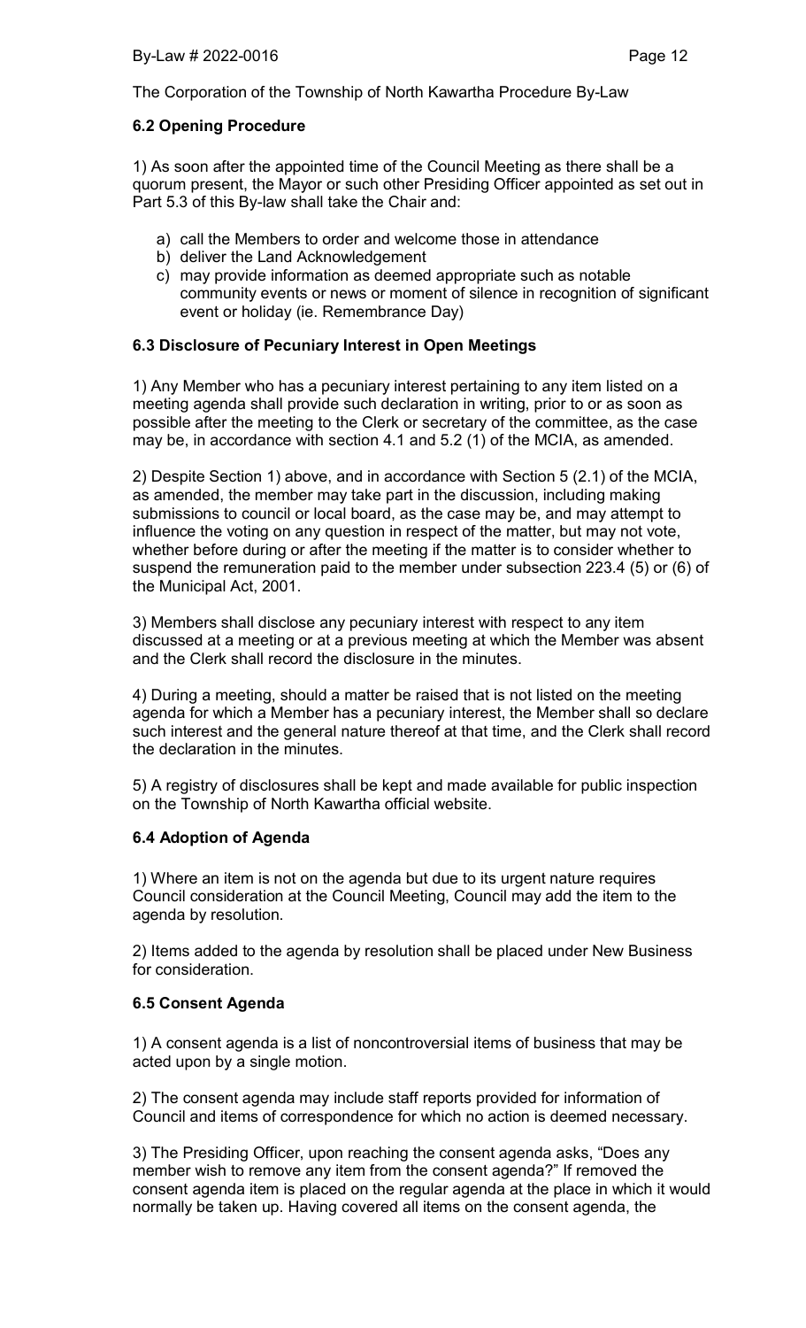### 6.2 Opening Procedure

1) As soon after the appointed time of the Council Meeting as there shall be a quorum present, the Mayor or such other Presiding Officer appointed as set out in Part 5.3 of this By-law shall take the Chair and:

a) call the Members to order and welcome those in attendance
b) deliver the Land Acknowledgement
c) may provide information as deemed appropriate such as notable community events or news or moment of silence in recognition of significant event or holiday (ie. Remembrance Day)

### 6.3 Disclosure of Pecuniary Interest in Open Meetings

1) Any Member who has a pecuniary interest pertaining to any item listed on a meeting agenda shall provide such declaration in writing, prior to or as soon as possible after the meeting to the Clerk or secretary of the committee, as the case may be, in accordance with section 4.1 and 5.2 (1) of the MCIA, as amended.

2) Despite Section 1) above, and in accordance with Section 5 (2.1) of the MCIA, as amended, the member may take part in the discussion, including making submissions to council or local board, as the case may be, and may attempt to influence the voting on any question in respect of the matter, but may not vote, whether before during or after the meeting if the matter is to consider whether to suspend the remuneration paid to the member under subsection 223.4 (5) or (6) of the Municipal Act, 2001.

3) Members shall disclose any pecuniary interest with respect to any item discussed at a meeting or at a previous meeting at which the Member was absent and the Clerk shall record the disclosure in the minutes.

4) During a meeting, should a matter be raised that is not listed on the meeting agenda for which a Member has a pecuniary interest, the Member shall so declare such interest and the general nature thereof at that time, and the Clerk shall record the declaration in the minutes.

5) A registry of disclosures shall be kept and made available for public inspection on the Township of North Kawartha official website.

### 6.4 Adoption of Agenda

1) Where an item is not on the agenda but due to its urgent nature requires Council consideration at the Council Meeting, Council may add the item to the agenda by resolution.

2) Items added to the agenda by resolution shall be placed under New Business for consideration.

### 6.5 Consent Agenda

1) A consent agenda is a list of noncontroversial items of business that may be acted upon by a single motion.

2) The consent agenda may include staff reports provided for information of Council and items of correspondence for which no action is deemed necessary.

3) The Presiding Officer, upon reaching the consent agenda asks, "Does any member wish to remove any item from the consent agenda?" If removed the consent agenda item is placed on the regular agenda at the place in which it would normally be taken up. Having covered all items on the consent agenda, the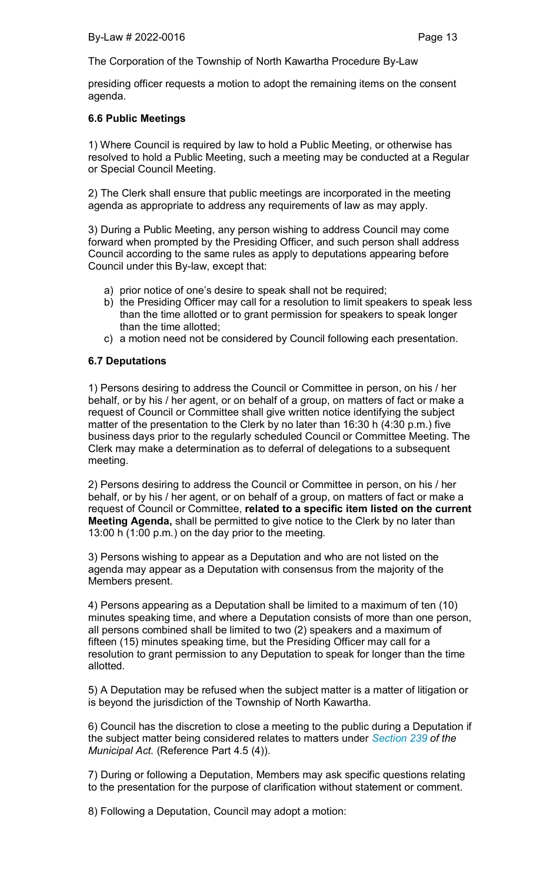presiding officer requests a motion to adopt the remaining items on the consent agenda.

### 6.6 Public Meetings

1) Where Council is required by law to hold a Public Meeting, or otherwise has resolved to hold a Public Meeting, such a meeting may be conducted at a Regular or Special Council Meeting.

2) The Clerk shall ensure that public meetings are incorporated in the meeting agenda as appropriate to address any requirements of law as may apply.

3) During a Public Meeting, any person wishing to address Council may come forward when prompted by the Presiding Officer, and such person shall address Council according to the same rules as apply to deputations appearing before Council under this By-law, except that:

a) prior notice of one's desire to speak shall not be required;
b) the Presiding Officer may call for a resolution to limit speakers to speak less than the time allotted or to grant permission for speakers to speak longer than the time allotted;
c) a motion need not be considered by Council following each presentation.

### 6.7 Deputations

1) Persons desiring to address the Council or Committee in person, on his / her behalf, or by his / her agent, or on behalf of a group, on matters of fact or make a request of Council or Committee shall give written notice identifying the subject matter of the presentation to the Clerk by no later than 16:30 h (4:30 p.m.) five business days prior to the regularly scheduled Council or Committee Meeting. The Clerk may make a determination as to deferral of delegations to a subsequent meeting.

2) Persons desiring to address the Council or Committee in person, on his / her behalf, or by his / her agent, or on behalf of a group, on matters of fact or make a request of Council or Committee, **related to a specific item listed on the current Meeting Agenda,** shall be permitted to give notice to the Clerk by no later than 13:00 h (1:00 p.m.) on the day prior to the meeting.

3) Persons wishing to appear as a Deputation and who are not listed on the agenda may appear as a Deputation with consensus from the majority of the Members present.

4) Persons appearing as a Deputation shall be limited to a maximum of ten (10) minutes speaking time, and where a Deputation consists of more than one person, all persons combined shall be limited to two (2) speakers and a maximum of fifteen (15) minutes speaking time, but the Presiding Officer may call for a resolution to grant permission to any Deputation to speak for longer than the time allotted.

5) A Deputation may be refused when the subject matter is a matter of litigation or is beyond the jurisdiction of the Township of North Kawartha.

6) Council has the discretion to close a meeting to the public during a Deputation if the subject matter being considered relates to matters under *Section 239 of the Municipal Act.* (Reference Part 4.5 (4)).

7) During or following a Deputation, Members may ask specific questions relating to the presentation for the purpose of clarification without statement or comment.

8) Following a Deputation, Council may adopt a motion: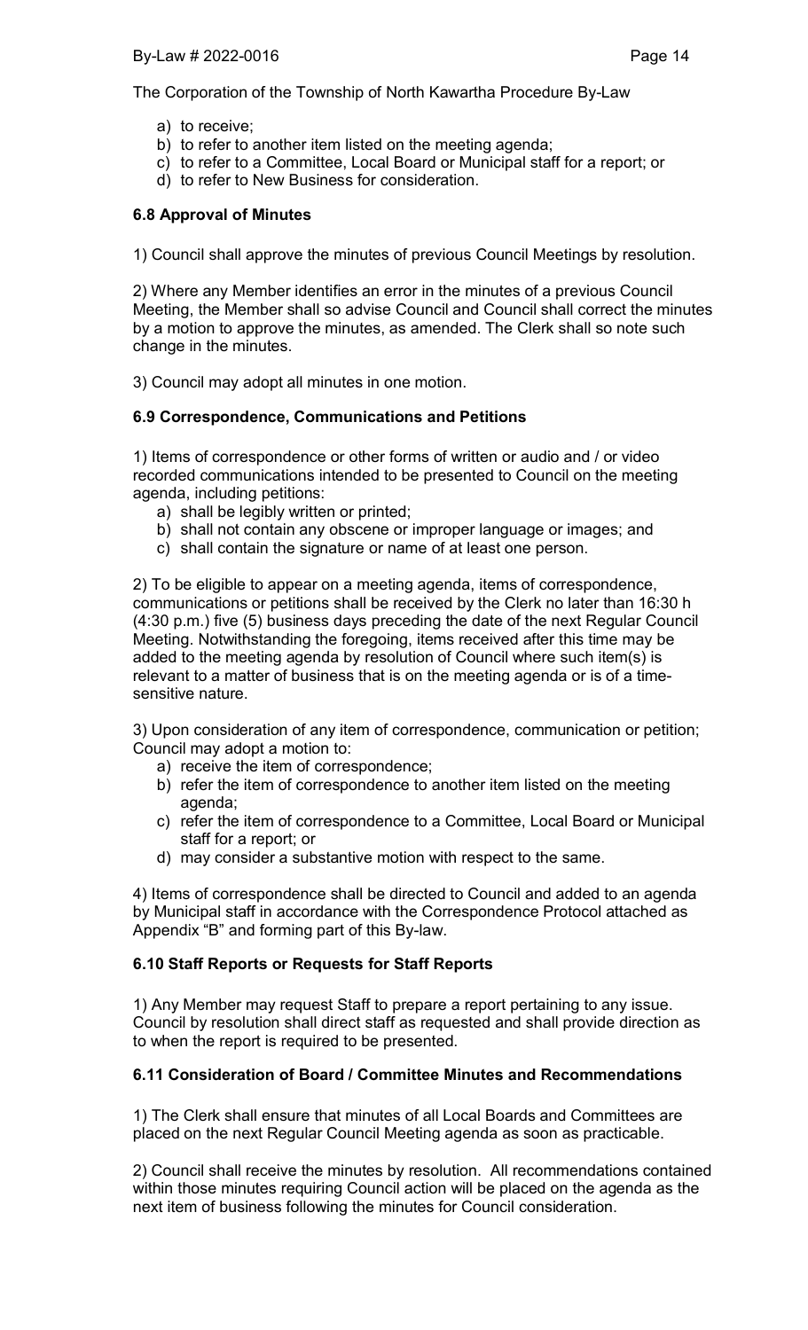a) to receive;
b) to refer to another item listed on the meeting agenda;
c) to refer to a Committee, Local Board or Municipal staff for a report; or
d) to refer to New Business for consideration.

### 6.8 Approval of Minutes

1) Council shall approve the minutes of previous Council Meetings by resolution.

2) Where any Member identifies an error in the minutes of a previous Council Meeting, the Member shall so advise Council and Council shall correct the minutes by a motion to approve the minutes, as amended. The Clerk shall so note such change in the minutes.

3) Council may adopt all minutes in one motion.

### 6.9 Correspondence, Communications and Petitions

1) Items of correspondence or other forms of written or audio and / or video recorded communications intended to be presented to Council on the meeting agenda, including petitions:

a) shall be legibly written or printed;
b) shall not contain any obscene or improper language or images; and
c) shall contain the signature or name of at least one person.

2) To be eligible to appear on a meeting agenda, items of correspondence, communications or petitions shall be received by the Clerk no later than 16:30 h (4:30 p.m.) five (5) business days preceding the date of the next Regular Council Meeting. Notwithstanding the foregoing, items received after this time may be added to the meeting agenda by resolution of Council where such item(s) is relevant to a matter of business that is on the meeting agenda or is of a time-sensitive nature.

3) Upon consideration of any item of correspondence, communication or petition; Council may adopt a motion to:

a) receive the item of correspondence;
b) refer the item of correspondence to another item listed on the meeting agenda;
c) refer the item of correspondence to a Committee, Local Board or Municipal staff for a report; or
d) may consider a substantive motion with respect to the same.

4) Items of correspondence shall be directed to Council and added to an agenda by Municipal staff in accordance with the Correspondence Protocol attached as Appendix "B" and forming part of this By-law.

### 6.10 Staff Reports or Requests for Staff Reports

1) Any Member may request Staff to prepare a report pertaining to any issue. Council by resolution shall direct staff as requested and shall provide direction as to when the report is required to be presented.

### 6.11 Consideration of Board / Committee Minutes and Recommendations

1) The Clerk shall ensure that minutes of all Local Boards and Committees are placed on the next Regular Council Meeting agenda as soon as practicable.

2) Council shall receive the minutes by resolution. All recommendations contained within those minutes requiring Council action will be placed on the agenda as the next item of business following the minutes for Council consideration.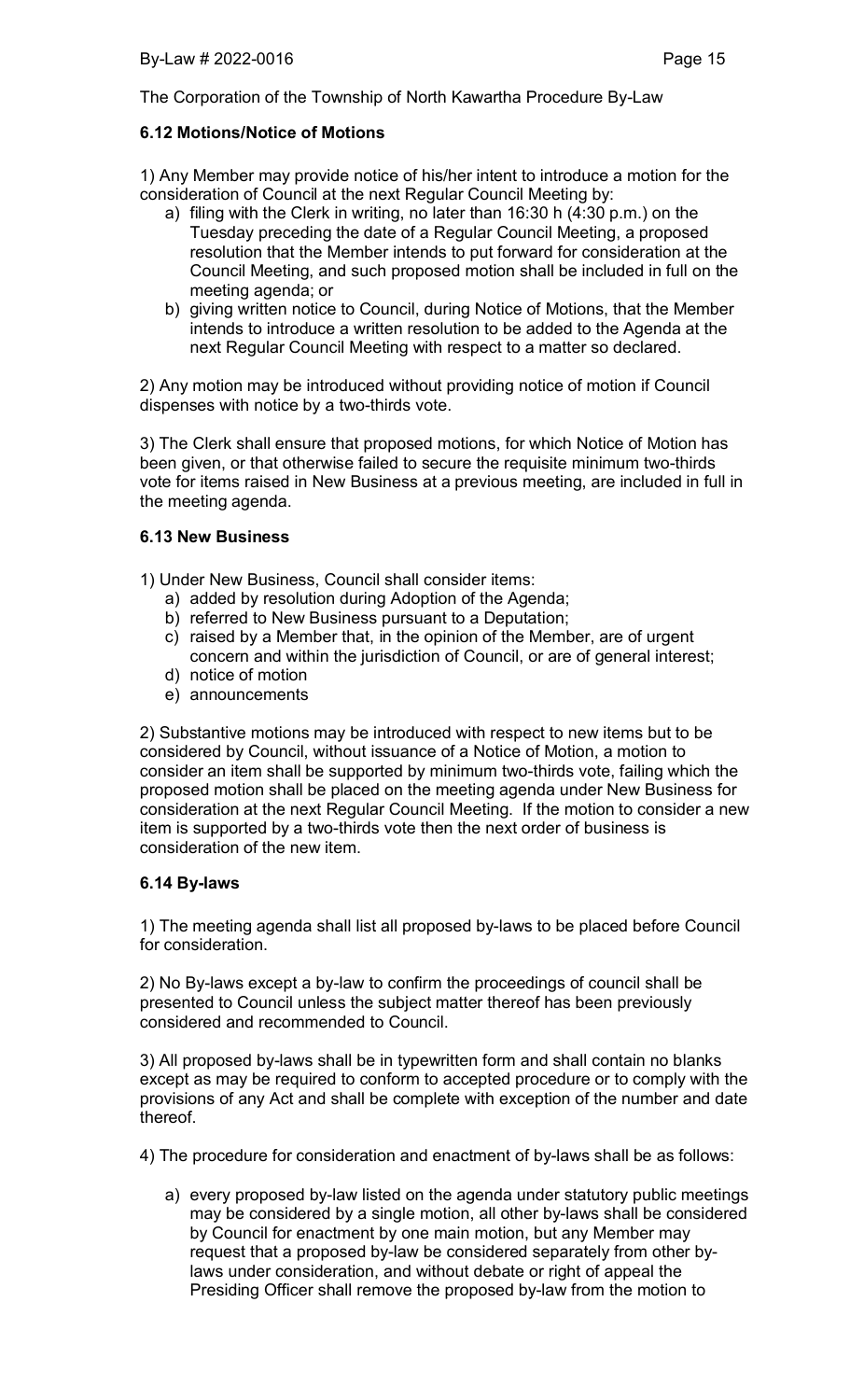The Corporation of the Township of North Kawartha Procedure By-Law

### 6.12 Motions/Notice of Motions

1) Any Member may provide notice of his/her intent to introduce a motion for the consideration of Council at the next Regular Council Meeting by:

a) filing with the Clerk in writing, no later than 16:30 h (4:30 p.m.) on the Tuesday preceding the date of a Regular Council Meeting, a proposed resolution that the Member intends to put forward for consideration at the Council Meeting, and such proposed motion shall be included in full on the meeting agenda; or
b) giving written notice to Council, during Notice of Motions, that the Member intends to introduce a written resolution to be added to the Agenda at the next Regular Council Meeting with respect to a matter so declared.

2) Any motion may be introduced without providing notice of motion if Council dispenses with notice by a two-thirds vote.

3) The Clerk shall ensure that proposed motions, for which Notice of Motion has been given, or that otherwise failed to secure the requisite minimum two-thirds vote for items raised in New Business at a previous meeting, are included in full in the meeting agenda.

### 6.13 New Business

1) Under New Business, Council shall consider items:

a) added by resolution during Adoption of the Agenda;
b) referred to New Business pursuant to a Deputation;
c) raised by a Member that, in the opinion of the Member, are of urgent concern and within the jurisdiction of Council, or are of general interest;
d) notice of motion
e) announcements

2) Substantive motions may be introduced with respect to new items but to be considered by Council, without issuance of a Notice of Motion, a motion to consider an item shall be supported by minimum two-thirds vote, failing which the proposed motion shall be placed on the meeting agenda under New Business for consideration at the next Regular Council Meeting. If the motion to consider a new item is supported by a two-thirds vote then the next order of business is consideration of the new item.

### 6.14 By-laws

1) The meeting agenda shall list all proposed by-laws to be placed before Council for consideration.

2) No By-laws except a by-law to confirm the proceedings of council shall be presented to Council unless the subject matter thereof has been previously considered and recommended to Council.

3) All proposed by-laws shall be in typewritten form and shall contain no blanks except as may be required to conform to accepted procedure or to comply with the provisions of any Act and shall be complete with exception of the number and date thereof.

4) The procedure for consideration and enactment of by-laws shall be as follows:

a) every proposed by-law listed on the agenda under statutory public meetings may be considered by a single motion, all other by-laws shall be considered by Council for enactment by one main motion, but any Member may request that a proposed by-law be considered separately from other by-laws under consideration, and without debate or right of appeal the Presiding Officer shall remove the proposed by-law from the motion to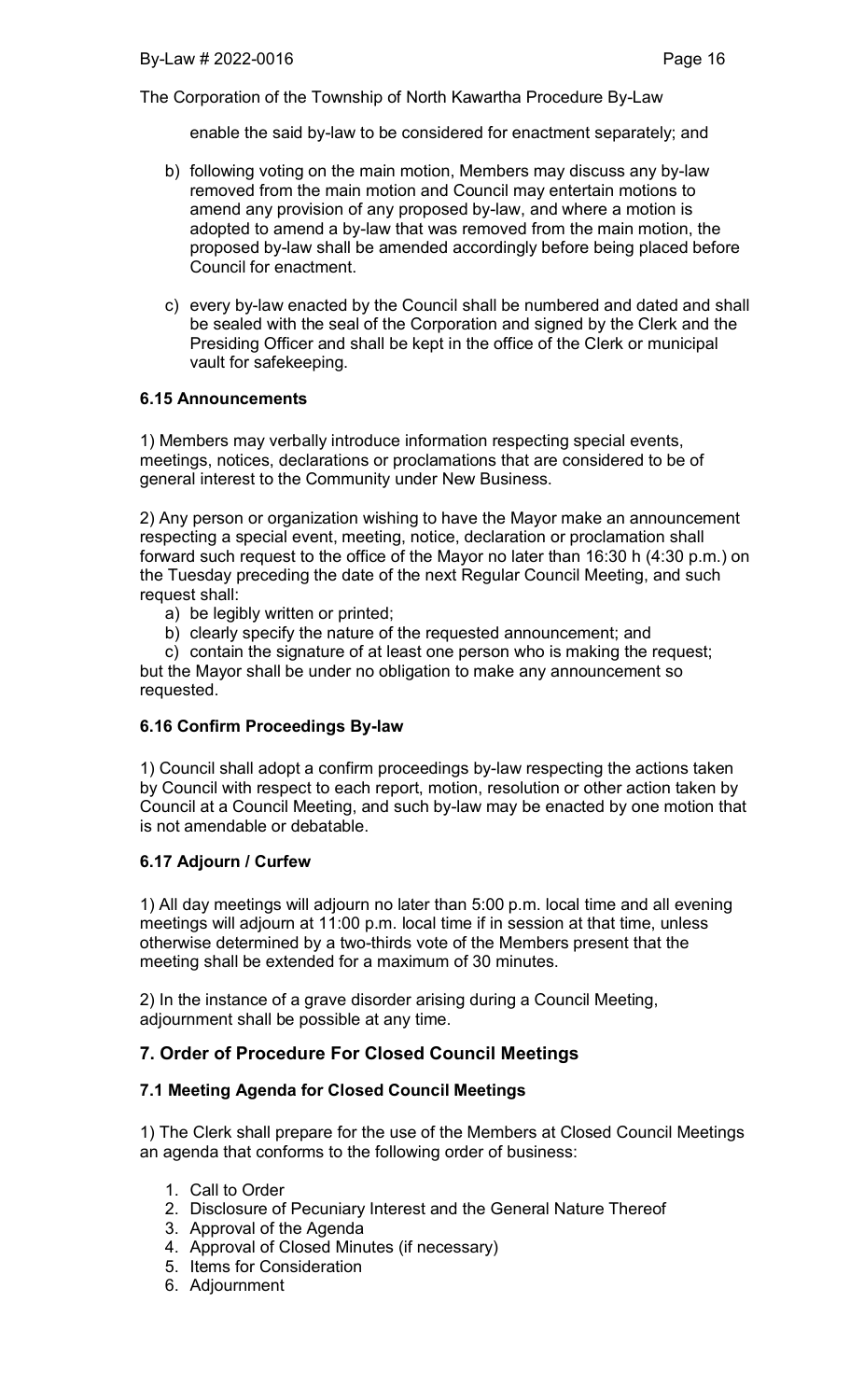enable the said by-law to be considered for enactment separately; and

b) following voting on the main motion, Members may discuss any by-law removed from the main motion and Council may entertain motions to amend any provision of any proposed by-law, and where a motion is adopted to amend a by-law that was removed from the main motion, the proposed by-law shall be amended accordingly before being placed before Council for enactment.

c) every by-law enacted by the Council shall be numbered and dated and shall be sealed with the seal of the Corporation and signed by the Clerk and the Presiding Officer and shall be kept in the office of the Clerk or municipal vault for safekeeping.

### 6.15 Announcements

1) Members may verbally introduce information respecting special events, meetings, notices, declarations or proclamations that are considered to be of general interest to the Community under New Business.

2) Any person or organization wishing to have the Mayor make an announcement respecting a special event, meeting, notice, declaration or proclamation shall forward such request to the office of the Mayor no later than 16:30 h (4:30 p.m.) on the Tuesday preceding the date of the next Regular Council Meeting, and such request shall:

a) be legibly written or printed;
b) clearly specify the nature of the requested announcement; and
c) contain the signature of at least one person who is making the request;

but the Mayor shall be under no obligation to make any announcement so requested.

### 6.16 Confirm Proceedings By-law

1) Council shall adopt a confirm proceedings by-law respecting the actions taken by Council with respect to each report, motion, resolution or other action taken by Council at a Council Meeting, and such by-law may be enacted by one motion that is not amendable or debatable.

### 6.17 Adjourn / Curfew

1) All day meetings will adjourn no later than 5:00 p.m. local time and all evening meetings will adjourn at 11:00 p.m. local time if in session at that time, unless otherwise determined by a two-thirds vote of the Members present that the meeting shall be extended for a maximum of 30 minutes.

2) In the instance of a grave disorder arising during a Council Meeting, adjournment shall be possible at any time.

## 7. Order of Procedure For Closed Council Meetings

### 7.1 Meeting Agenda for Closed Council Meetings

1) The Clerk shall prepare for the use of the Members at Closed Council Meetings an agenda that conforms to the following order of business:

1. Call to Order
2. Disclosure of Pecuniary Interest and the General Nature Thereof
3. Approval of the Agenda
4. Approval of Closed Minutes (if necessary)
5. Items for Consideration
6. Adjournment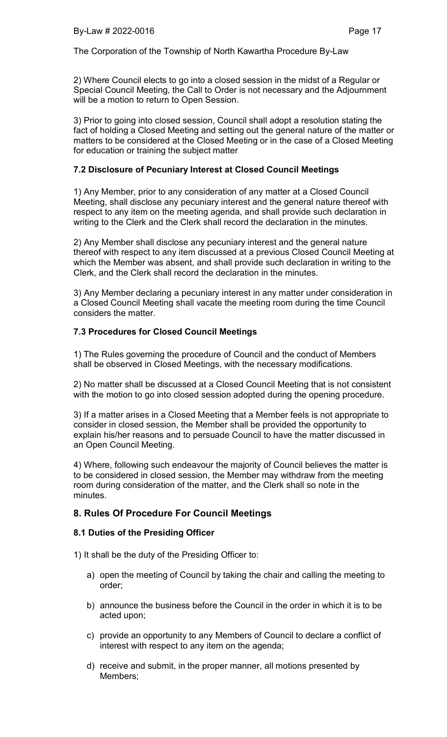2) Where Council elects to go into a closed session in the midst of a Regular or Special Council Meeting, the Call to Order is not necessary and the Adjournment will be a motion to return to Open Session.

3) Prior to going into closed session, Council shall adopt a resolution stating the fact of holding a Closed Meeting and setting out the general nature of the matter or matters to be considered at the Closed Meeting or in the case of a Closed Meeting for education or training the subject matter

### 7.2 Disclosure of Pecuniary Interest at Closed Council Meetings

1) Any Member, prior to any consideration of any matter at a Closed Council Meeting, shall disclose any pecuniary interest and the general nature thereof with respect to any item on the meeting agenda, and shall provide such declaration in writing to the Clerk and the Clerk shall record the declaration in the minutes.

2) Any Member shall disclose any pecuniary interest and the general nature thereof with respect to any item discussed at a previous Closed Council Meeting at which the Member was absent, and shall provide such declaration in writing to the Clerk, and the Clerk shall record the declaration in the minutes.

3) Any Member declaring a pecuniary interest in any matter under consideration in a Closed Council Meeting shall vacate the meeting room during the time Council considers the matter.

### 7.3 Procedures for Closed Council Meetings

1) The Rules governing the procedure of Council and the conduct of Members shall be observed in Closed Meetings, with the necessary modifications.

2) No matter shall be discussed at a Closed Council Meeting that is not consistent with the motion to go into closed session adopted during the opening procedure.

3) If a matter arises in a Closed Meeting that a Member feels is not appropriate to consider in closed session, the Member shall be provided the opportunity to explain his/her reasons and to persuade Council to have the matter discussed in an Open Council Meeting.

4) Where, following such endeavour the majority of Council believes the matter is to be considered in closed session, the Member may withdraw from the meeting room during consideration of the matter, and the Clerk shall so note in the minutes.

## 8. Rules Of Procedure For Council Meetings

### 8.1 Duties of the Presiding Officer

1) It shall be the duty of the Presiding Officer to:

a) open the meeting of Council by taking the chair and calling the meeting to order;

b) announce the business before the Council in the order in which it is to be acted upon;

c) provide an opportunity to any Members of Council to declare a conflict of interest with respect to any item on the agenda;

d) receive and submit, in the proper manner, all motions presented by Members;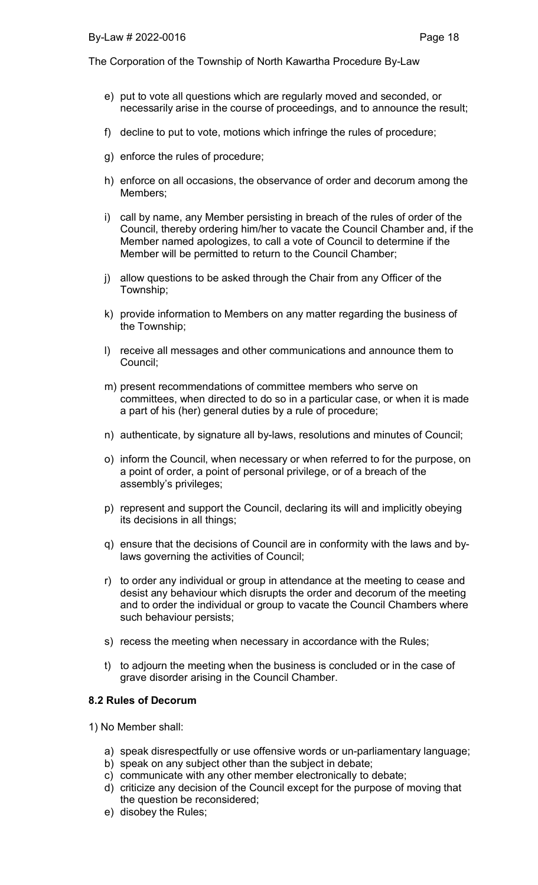e) put to vote all questions which are regularly moved and seconded, or necessarily arise in the course of proceedings, and to announce the result;

f) decline to put to vote, motions which infringe the rules of procedure;

g) enforce the rules of procedure;

h) enforce on all occasions, the observance of order and decorum among the Members;

i) call by name, any Member persisting in breach of the rules of order of the Council, thereby ordering him/her to vacate the Council Chamber and, if the Member named apologizes, to call a vote of Council to determine if the Member will be permitted to return to the Council Chamber;

j) allow questions to be asked through the Chair from any Officer of the Township;

k) provide information to Members on any matter regarding the business of the Township;

l) receive all messages and other communications and announce them to Council;

m) present recommendations of committee members who serve on committees, when directed to do so in a particular case, or when it is made a part of his (her) general duties by a rule of procedure;

n) authenticate, by signature all by-laws, resolutions and minutes of Council;

o) inform the Council, when necessary or when referred to for the purpose, on a point of order, a point of personal privilege, or of a breach of the assembly's privileges;

p) represent and support the Council, declaring its will and implicitly obeying its decisions in all things;

q) ensure that the decisions of Council are in conformity with the laws and by-laws governing the activities of Council;

r) to order any individual or group in attendance at the meeting to cease and desist any behaviour which disrupts the order and decorum of the meeting and to order the individual or group to vacate the Council Chambers where such behaviour persists;

s) recess the meeting when necessary in accordance with the Rules;

t) to adjourn the meeting when the business is concluded or in the case of grave disorder arising in the Council Chamber.

### 8.2 Rules of Decorum

1) No Member shall:

a) speak disrespectfully or use offensive words or un-parliamentary language;
b) speak on any subject other than the subject in debate;
c) communicate with any other member electronically to debate;
d) criticize any decision of the Council except for the purpose of moving that the question be reconsidered;
e) disobey the Rules;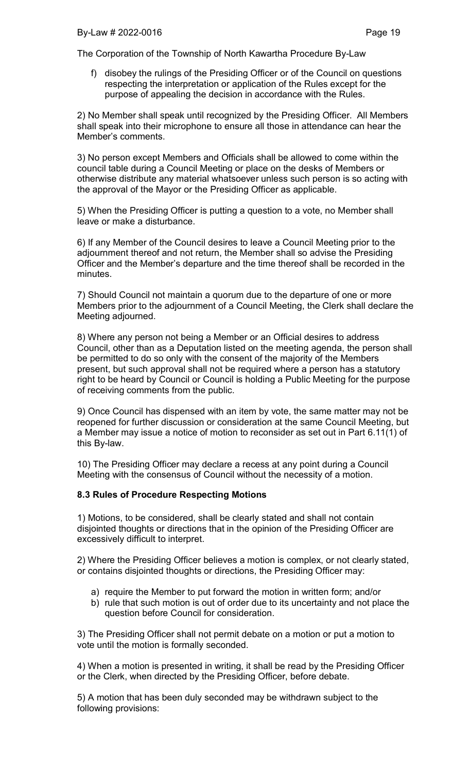f) disobey the rulings of the Presiding Officer or of the Council on questions respecting the interpretation or application of the Rules except for the purpose of appealing the decision in accordance with the Rules.

2) No Member shall speak until recognized by the Presiding Officer. All Members shall speak into their microphone to ensure all those in attendance can hear the Member's comments.

3) No person except Members and Officials shall be allowed to come within the council table during a Council Meeting or place on the desks of Members or otherwise distribute any material whatsoever unless such person is so acting with the approval of the Mayor or the Presiding Officer as applicable.

5) When the Presiding Officer is putting a question to a vote, no Member shall leave or make a disturbance.

6) If any Member of the Council desires to leave a Council Meeting prior to the adjournment thereof and not return, the Member shall so advise the Presiding Officer and the Member's departure and the time thereof shall be recorded in the minutes.

7) Should Council not maintain a quorum due to the departure of one or more Members prior to the adjournment of a Council Meeting, the Clerk shall declare the Meeting adjourned.

8) Where any person not being a Member or an Official desires to address Council, other than as a Deputation listed on the meeting agenda, the person shall be permitted to do so only with the consent of the majority of the Members present, but such approval shall not be required where a person has a statutory right to be heard by Council or Council is holding a Public Meeting for the purpose of receiving comments from the public.

9) Once Council has dispensed with an item by vote, the same matter may not be reopened for further discussion or consideration at the same Council Meeting, but a Member may issue a notice of motion to reconsider as set out in Part 6.11(1) of this By-law.

10) The Presiding Officer may declare a recess at any point during a Council Meeting with the consensus of Council without the necessity of a motion.

### 8.3 Rules of Procedure Respecting Motions

1) Motions, to be considered, shall be clearly stated and shall not contain disjointed thoughts or directions that in the opinion of the Presiding Officer are excessively difficult to interpret.

2) Where the Presiding Officer believes a motion is complex, or not clearly stated, or contains disjointed thoughts or directions, the Presiding Officer may:

a) require the Member to put forward the motion in written form; and/or
b) rule that such motion is out of order due to its uncertainty and not place the question before Council for consideration.

3) The Presiding Officer shall not permit debate on a motion or put a motion to vote until the motion is formally seconded.

4) When a motion is presented in writing, it shall be read by the Presiding Officer or the Clerk, when directed by the Presiding Officer, before debate.

5) A motion that has been duly seconded may be withdrawn subject to the following provisions: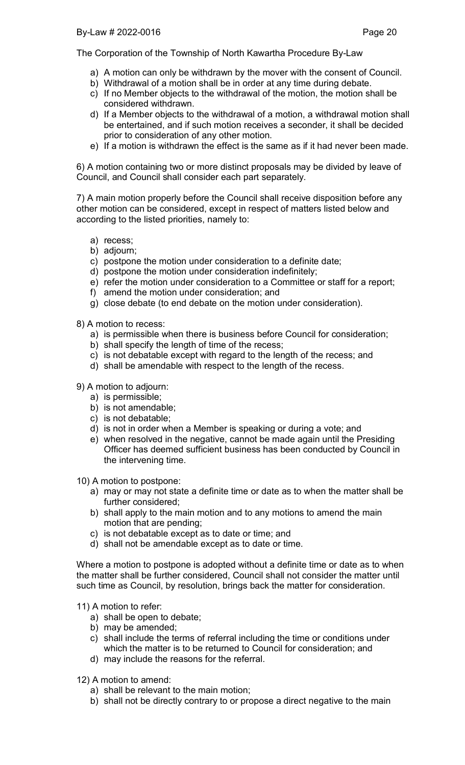a) A motion can only be withdrawn by the mover with the consent of Council.
b) Withdrawal of a motion shall be in order at any time during debate.
c) If no Member objects to the withdrawal of the motion, the motion shall be considered withdrawn.
d) If a Member objects to the withdrawal of a motion, a withdrawal motion shall be entertained, and if such motion receives a seconder, it shall be decided prior to consideration of any other motion.
e) If a motion is withdrawn the effect is the same as if it had never been made.

6) A motion containing two or more distinct proposals may be divided by leave of Council, and Council shall consider each part separately.

7) A main motion properly before the Council shall receive disposition before any other motion can be considered, except in respect of matters listed below and according to the listed priorities, namely to:

a) recess;
b) adjourn;
c) postpone the motion under consideration to a definite date;
d) postpone the motion under consideration indefinitely;
e) refer the motion under consideration to a Committee or staff for a report;
f) amend the motion under consideration; and
g) close debate (to end debate on the motion under consideration).

8) A motion to recess:

a) is permissible when there is business before Council for consideration;
b) shall specify the length of time of the recess;
c) is not debatable except with regard to the length of the recess; and
d) shall be amendable with respect to the length of the recess.

9) A motion to adjourn:

a) is permissible;
b) is not amendable;
c) is not debatable;
d) is not in order when a Member is speaking or during a vote; and
e) when resolved in the negative, cannot be made again until the Presiding Officer has deemed sufficient business has been conducted by Council in the intervening time.

10) A motion to postpone:

a) may or may not state a definite time or date as to when the matter shall be further considered;
b) shall apply to the main motion and to any motions to amend the main motion that are pending;
c) is not debatable except as to date or time; and
d) shall not be amendable except as to date or time.

Where a motion to postpone is adopted without a definite time or date as to when the matter shall be further considered, Council shall not consider the matter until such time as Council, by resolution, brings back the matter for consideration.

11) A motion to refer:

a) shall be open to debate;
b) may be amended;
c) shall include the terms of referral including the time or conditions under which the matter is to be returned to Council for consideration; and
d) may include the reasons for the referral.

12) A motion to amend:

a) shall be relevant to the main motion;
b) shall not be directly contrary to or propose a direct negative to the main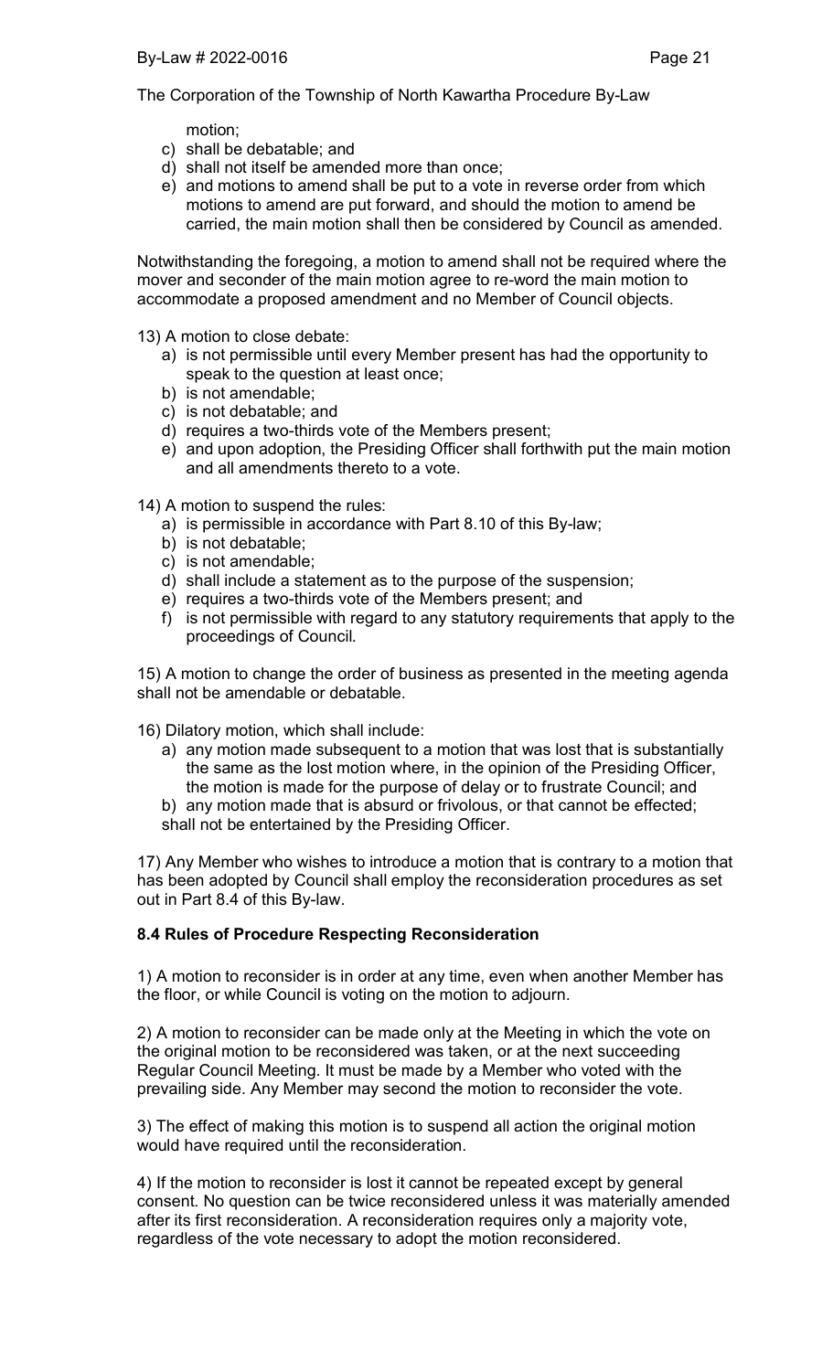motion;

c) shall be debatable; and
d) shall not itself be amended more than once;
e) and motions to amend shall be put to a vote in reverse order from which motions to amend are put forward, and should the motion to amend be carried, the main motion shall then be considered by Council as amended.

Notwithstanding the foregoing, a motion to amend shall not be required where the mover and seconder of the main motion agree to re-word the main motion to accommodate a proposed amendment and no Member of Council objects.

13) A motion to close debate:

a) is not permissible until every Member present has had the opportunity to speak to the question at least once;
b) is not amendable;
c) is not debatable; and
d) requires a two-thirds vote of the Members present;
e) and upon adoption, the Presiding Officer shall forthwith put the main motion and all amendments thereto to a vote.

14) A motion to suspend the rules:

a) is permissible in accordance with Part 8.10 of this By-law;
b) is not debatable;
c) is not amendable;
d) shall include a statement as to the purpose of the suspension;
e) requires a two-thirds vote of the Members present; and
f) is not permissible with regard to any statutory requirements that apply to the proceedings of Council.

15) A motion to change the order of business as presented in the meeting agenda shall not be amendable or debatable.

16) Dilatory motion, which shall include:

a) any motion made subsequent to a motion that was lost that is substantially the same as the lost motion where, in the opinion of the Presiding Officer, the motion is made for the purpose of delay or to frustrate Council; and
b) any motion made that is absurd or frivolous, or that cannot be effected;

shall not be entertained by the Presiding Officer.

17) Any Member who wishes to introduce a motion that is contrary to a motion that has been adopted by Council shall employ the reconsideration procedures as set out in Part 8.4 of this By-law.

### 8.4 Rules of Procedure Respecting Reconsideration

1) A motion to reconsider is in order at any time, even when another Member has the floor, or while Council is voting on the motion to adjourn.

2) A motion to reconsider can be made only at the Meeting in which the vote on the original motion to be reconsidered was taken, or at the next succeeding Regular Council Meeting. It must be made by a Member who voted with the prevailing side. Any Member may second the motion to reconsider the vote.

3) The effect of making this motion is to suspend all action the original motion would have required until the reconsideration.

4) If the motion to reconsider is lost it cannot be repeated except by general consent. No question can be twice reconsidered unless it was materially amended after its first reconsideration. A reconsideration requires only a majority vote, regardless of the vote necessary to adopt the motion reconsidered.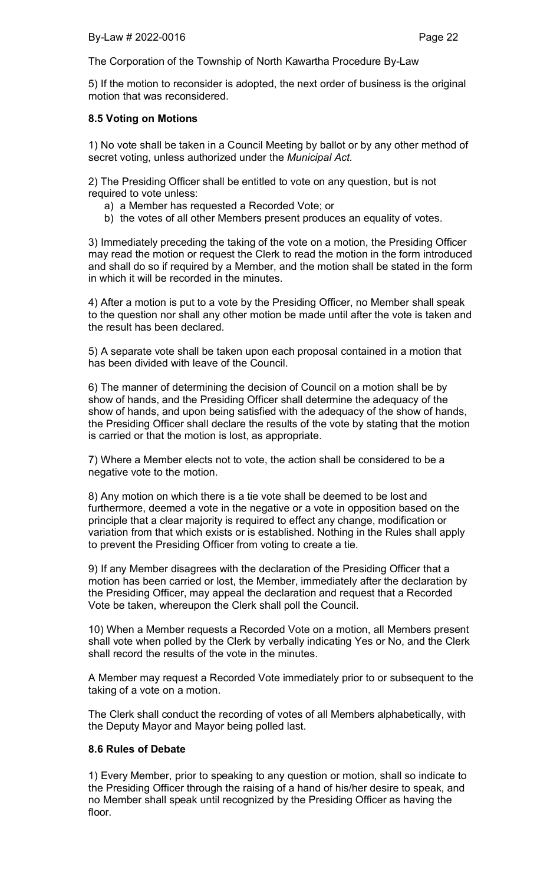5) If the motion to reconsider is adopted, the next order of business is the original motion that was reconsidered.

### 8.5 Voting on Motions

1) No vote shall be taken in a Council Meeting by ballot or by any other method of secret voting, unless authorized under the *Municipal Act.*

2) The Presiding Officer shall be entitled to vote on any question, but is not required to vote unless:

a) a Member has requested a Recorded Vote; or
b) the votes of all other Members present produces an equality of votes.

3) Immediately preceding the taking of the vote on a motion, the Presiding Officer may read the motion or request the Clerk to read the motion in the form introduced and shall do so if required by a Member, and the motion shall be stated in the form in which it will be recorded in the minutes.

4) After a motion is put to a vote by the Presiding Officer, no Member shall speak to the question nor shall any other motion be made until after the vote is taken and the result has been declared.

5) A separate vote shall be taken upon each proposal contained in a motion that has been divided with leave of the Council.

6) The manner of determining the decision of Council on a motion shall be by show of hands, and the Presiding Officer shall determine the adequacy of the show of hands, and upon being satisfied with the adequacy of the show of hands, the Presiding Officer shall declare the results of the vote by stating that the motion is carried or that the motion is lost, as appropriate.

7) Where a Member elects not to vote, the action shall be considered to be a negative vote to the motion.

8) Any motion on which there is a tie vote shall be deemed to be lost and furthermore, deemed a vote in the negative or a vote in opposition based on the principle that a clear majority is required to effect any change, modification or variation from that which exists or is established. Nothing in the Rules shall apply to prevent the Presiding Officer from voting to create a tie.

9) If any Member disagrees with the declaration of the Presiding Officer that a motion has been carried or lost, the Member, immediately after the declaration by the Presiding Officer, may appeal the declaration and request that a Recorded Vote be taken, whereupon the Clerk shall poll the Council.

10) When a Member requests a Recorded Vote on a motion, all Members present shall vote when polled by the Clerk by verbally indicating Yes or No, and the Clerk shall record the results of the vote in the minutes.

A Member may request a Recorded Vote immediately prior to or subsequent to the taking of a vote on a motion.

The Clerk shall conduct the recording of votes of all Members alphabetically, with the Deputy Mayor and Mayor being polled last.

### 8.6 Rules of Debate

1) Every Member, prior to speaking to any question or motion, shall so indicate to the Presiding Officer through the raising of a hand of his/her desire to speak, and no Member shall speak until recognized by the Presiding Officer as having the floor.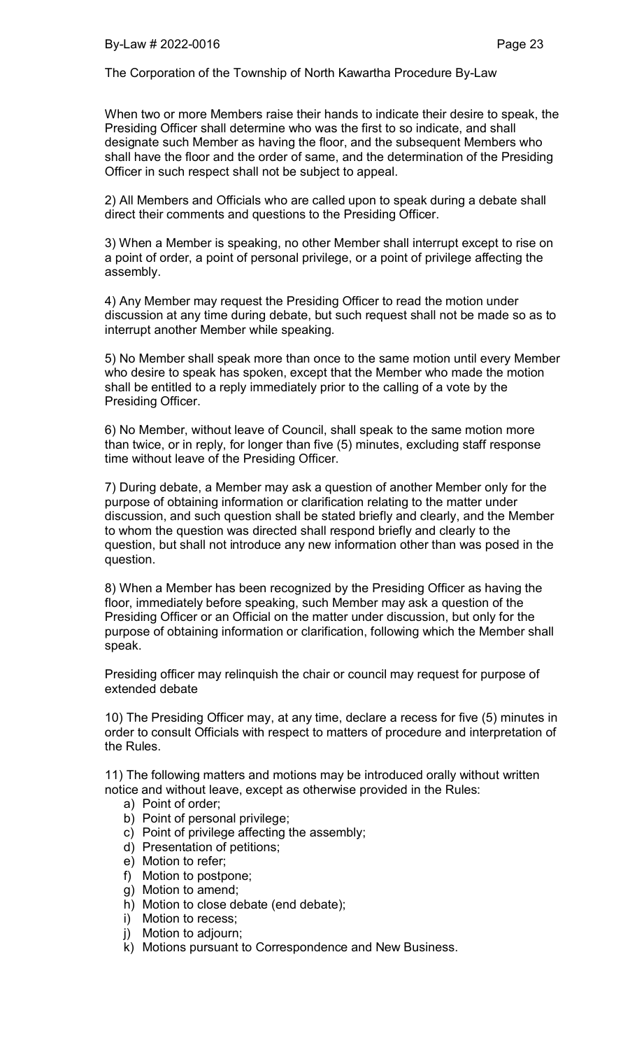When two or more Members raise their hands to indicate their desire to speak, the Presiding Officer shall determine who was the first to so indicate, and shall designate such Member as having the floor, and the subsequent Members who shall have the floor and the order of same, and the determination of the Presiding Officer in such respect shall not be subject to appeal.

2) All Members and Officials who are called upon to speak during a debate shall direct their comments and questions to the Presiding Officer.

3) When a Member is speaking, no other Member shall interrupt except to rise on a point of order, a point of personal privilege, or a point of privilege affecting the assembly.

4) Any Member may request the Presiding Officer to read the motion under discussion at any time during debate, but such request shall not be made so as to interrupt another Member while speaking.

5) No Member shall speak more than once to the same motion until every Member who desire to speak has spoken, except that the Member who made the motion shall be entitled to a reply immediately prior to the calling of a vote by the Presiding Officer.

6) No Member, without leave of Council, shall speak to the same motion more than twice, or in reply, for longer than five (5) minutes, excluding staff response time without leave of the Presiding Officer.

7) During debate, a Member may ask a question of another Member only for the purpose of obtaining information or clarification relating to the matter under discussion, and such question shall be stated briefly and clearly, and the Member to whom the question was directed shall respond briefly and clearly to the question, but shall not introduce any new information other than was posed in the question.

8) When a Member has been recognized by the Presiding Officer as having the floor, immediately before speaking, such Member may ask a question of the Presiding Officer or an Official on the matter under discussion, but only for the purpose of obtaining information or clarification, following which the Member shall speak.

Presiding officer may relinquish the chair or council may request for purpose of extended debate

10) The Presiding Officer may, at any time, declare a recess for five (5) minutes in order to consult Officials with respect to matters of procedure and interpretation of the Rules.

11) The following matters and motions may be introduced orally without written notice and without leave, except as otherwise provided in the Rules:

a) Point of order;
b) Point of personal privilege;
c) Point of privilege affecting the assembly;
d) Presentation of petitions;
e) Motion to refer;
f) Motion to postpone;
g) Motion to amend;
h) Motion to close debate (end debate);
i) Motion to recess;
j) Motion to adjourn;
k) Motions pursuant to Correspondence and New Business.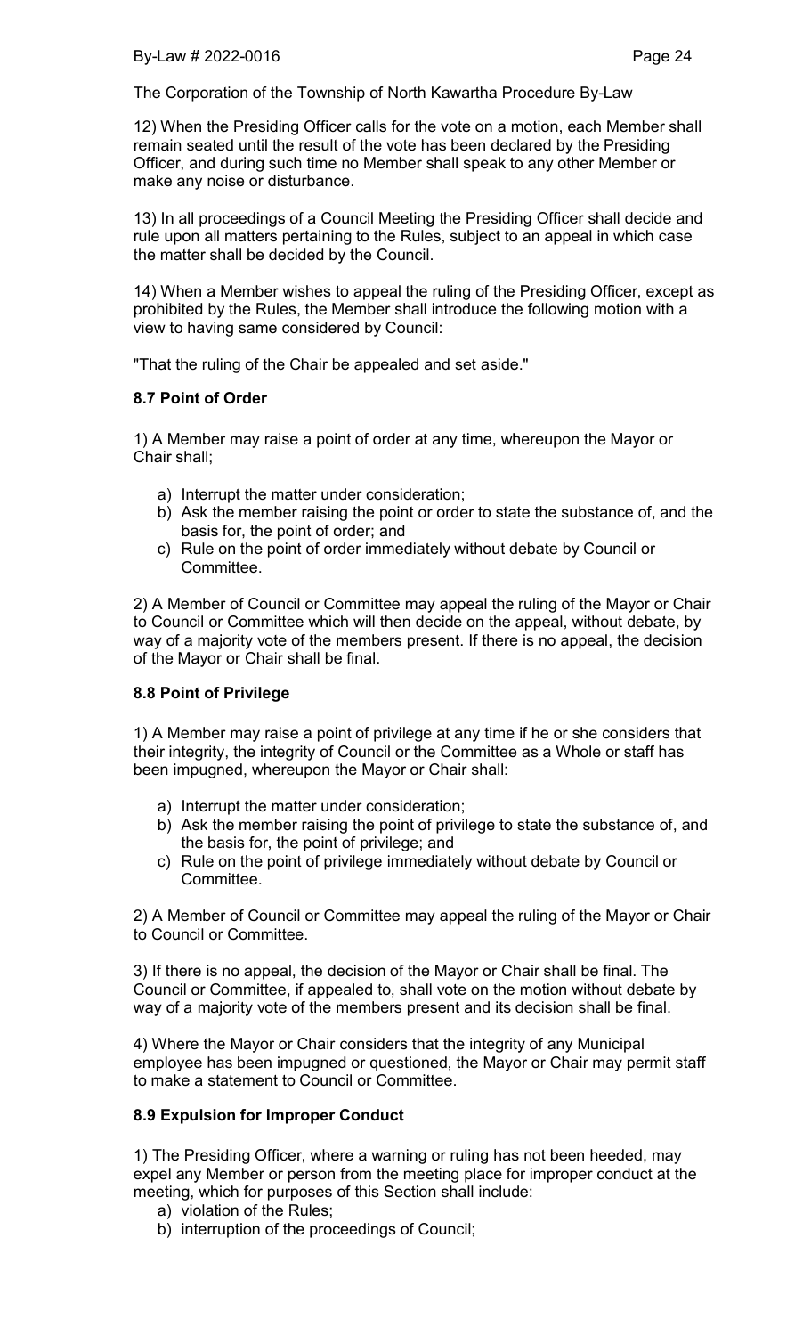12) When the Presiding Officer calls for the vote on a motion, each Member shall remain seated until the result of the vote has been declared by the Presiding Officer, and during such time no Member shall speak to any other Member or make any noise or disturbance.

13) In all proceedings of a Council Meeting the Presiding Officer shall decide and rule upon all matters pertaining to the Rules, subject to an appeal in which case the matter shall be decided by the Council.

14) When a Member wishes to appeal the ruling of the Presiding Officer, except as prohibited by the Rules, the Member shall introduce the following motion with a view to having same considered by Council:

"That the ruling of the Chair be appealed and set aside."

### 8.7 Point of Order

1) A Member may raise a point of order at any time, whereupon the Mayor or Chair shall;

a) Interrupt the matter under consideration;
b) Ask the member raising the point or order to state the substance of, and the basis for, the point of order; and
c) Rule on the point of order immediately without debate by Council or Committee.

2) A Member of Council or Committee may appeal the ruling of the Mayor or Chair to Council or Committee which will then decide on the appeal, without debate, by way of a majority vote of the members present. If there is no appeal, the decision of the Mayor or Chair shall be final.

### 8.8 Point of Privilege

1) A Member may raise a point of privilege at any time if he or she considers that their integrity, the integrity of Council or the Committee as a Whole or staff has been impugned, whereupon the Mayor or Chair shall:

a) Interrupt the matter under consideration;
b) Ask the member raising the point of privilege to state the substance of, and the basis for, the point of privilege; and
c) Rule on the point of privilege immediately without debate by Council or Committee.

2) A Member of Council or Committee may appeal the ruling of the Mayor or Chair to Council or Committee.

3) If there is no appeal, the decision of the Mayor or Chair shall be final. The Council or Committee, if appealed to, shall vote on the motion without debate by way of a majority vote of the members present and its decision shall be final.

4) Where the Mayor or Chair considers that the integrity of any Municipal employee has been impugned or questioned, the Mayor or Chair may permit staff to make a statement to Council or Committee.

### 8.9 Expulsion for Improper Conduct

1) The Presiding Officer, where a warning or ruling has not been heeded, may expel any Member or person from the meeting place for improper conduct at the meeting, which for purposes of this Section shall include:

a) violation of the Rules;
b) interruption of the proceedings of Council;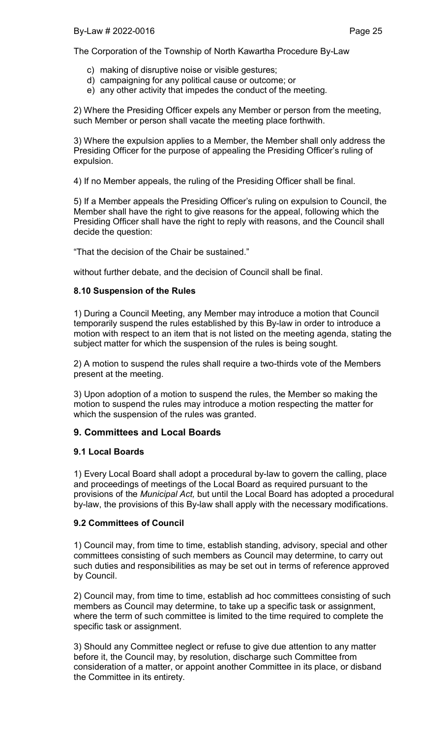c) making of disruptive noise or visible gestures;
d) campaigning for any political cause or outcome; or
e) any other activity that impedes the conduct of the meeting.

2) Where the Presiding Officer expels any Member or person from the meeting, such Member or person shall vacate the meeting place forthwith.

3) Where the expulsion applies to a Member, the Member shall only address the Presiding Officer for the purpose of appealing the Presiding Officer's ruling of expulsion.

4) If no Member appeals, the ruling of the Presiding Officer shall be final.

5) If a Member appeals the Presiding Officer's ruling on expulsion to Council, the Member shall have the right to give reasons for the appeal, following which the Presiding Officer shall have the right to reply with reasons, and the Council shall decide the question:

"That the decision of the Chair be sustained."

without further debate, and the decision of Council shall be final.

### 8.10 Suspension of the Rules

1) During a Council Meeting, any Member may introduce a motion that Council temporarily suspend the rules established by this By-law in order to introduce a motion with respect to an item that is not listed on the meeting agenda, stating the subject matter for which the suspension of the rules is being sought.

2) A motion to suspend the rules shall require a two-thirds vote of the Members present at the meeting.

3) Upon adoption of a motion to suspend the rules, the Member so making the motion to suspend the rules may introduce a motion respecting the matter for which the suspension of the rules was granted.

## 9. Committees and Local Boards

### 9.1 Local Boards

1) Every Local Board shall adopt a procedural by-law to govern the calling, place and proceedings of meetings of the Local Board as required pursuant to the provisions of the *Municipal Act,* but until the Local Board has adopted a procedural by-law, the provisions of this By-law shall apply with the necessary modifications.

### 9.2 Committees of Council

1) Council may, from time to time, establish standing, advisory, special and other committees consisting of such members as Council may determine, to carry out such duties and responsibilities as may be set out in terms of reference approved by Council.

2) Council may, from time to time, establish ad hoc committees consisting of such members as Council may determine, to take up a specific task or assignment, where the term of such committee is limited to the time required to complete the specific task or assignment.

3) Should any Committee neglect or refuse to give due attention to any matter before it, the Council may, by resolution, discharge such Committee from consideration of a matter, or appoint another Committee in its place, or disband the Committee in its entirety.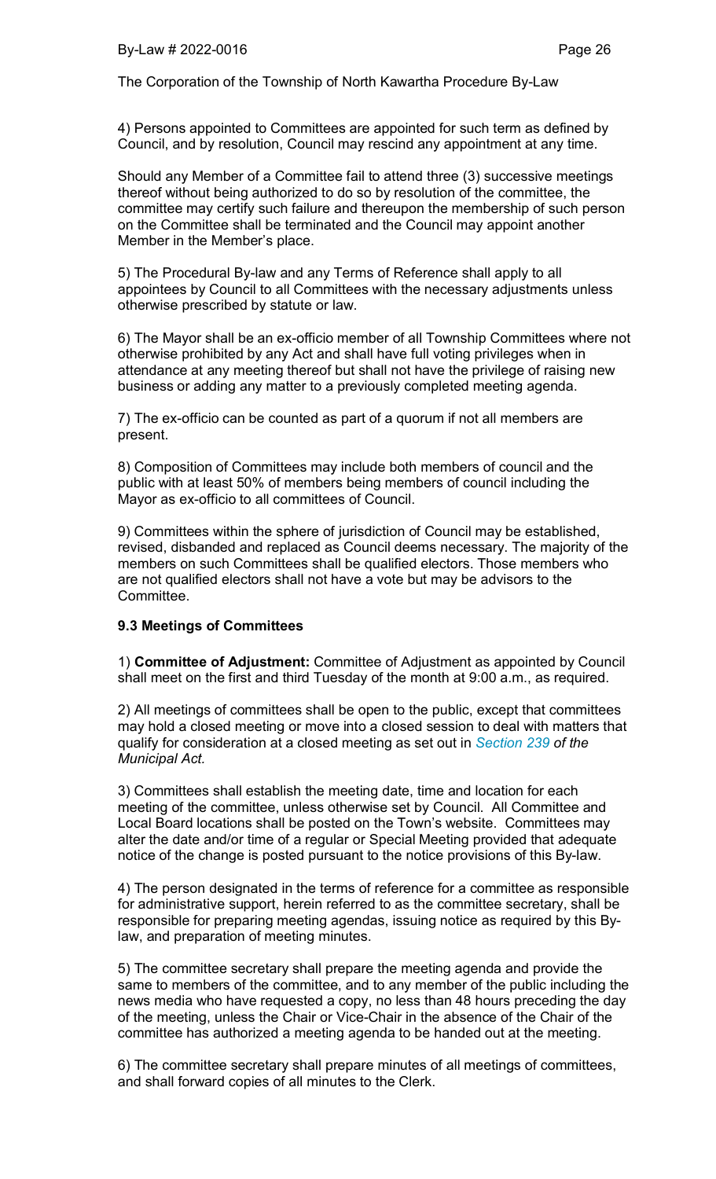4) Persons appointed to Committees are appointed for such term as defined by Council, and by resolution, Council may rescind any appointment at any time.

Should any Member of a Committee fail to attend three (3) successive meetings thereof without being authorized to do so by resolution of the committee, the committee may certify such failure and thereupon the membership of such person on the Committee shall be terminated and the Council may appoint another Member in the Member's place.

5) The Procedural By-law and any Terms of Reference shall apply to all appointees by Council to all Committees with the necessary adjustments unless otherwise prescribed by statute or law.

6) The Mayor shall be an ex-officio member of all Township Committees where not otherwise prohibited by any Act and shall have full voting privileges when in attendance at any meeting thereof but shall not have the privilege of raising new business or adding any matter to a previously completed meeting agenda.

7) The ex-officio can be counted as part of a quorum if not all members are present.

8) Composition of Committees may include both members of council and the public with at least 50% of members being members of council including the Mayor as ex-officio to all committees of Council.

9) Committees within the sphere of jurisdiction of Council may be established, revised, disbanded and replaced as Council deems necessary. The majority of the members on such Committees shall be qualified electors. Those members who are not qualified electors shall not have a vote but may be advisors to the Committee.

### 9.3 Meetings of Committees

1) **Committee of Adjustment:** Committee of Adjustment as appointed by Council shall meet on the first and third Tuesday of the month at 9:00 a.m., as required.

2) All meetings of committees shall be open to the public, except that committees may hold a closed meeting or move into a closed session to deal with matters that qualify for consideration at a closed meeting as set out in *Section 239 of the Municipal Act.*

3) Committees shall establish the meeting date, time and location for each meeting of the committee, unless otherwise set by Council. All Committee and Local Board locations shall be posted on the Town's website. Committees may alter the date and/or time of a regular or Special Meeting provided that adequate notice of the change is posted pursuant to the notice provisions of this By-law.

4) The person designated in the terms of reference for a committee as responsible for administrative support, herein referred to as the committee secretary, shall be responsible for preparing meeting agendas, issuing notice as required by this By-law, and preparation of meeting minutes.

5) The committee secretary shall prepare the meeting agenda and provide the same to members of the committee, and to any member of the public including the news media who have requested a copy, no less than 48 hours preceding the day of the meeting, unless the Chair or Vice-Chair in the absence of the Chair of the committee has authorized a meeting agenda to be handed out at the meeting.

6) The committee secretary shall prepare minutes of all meetings of committees, and shall forward copies of all minutes to the Clerk.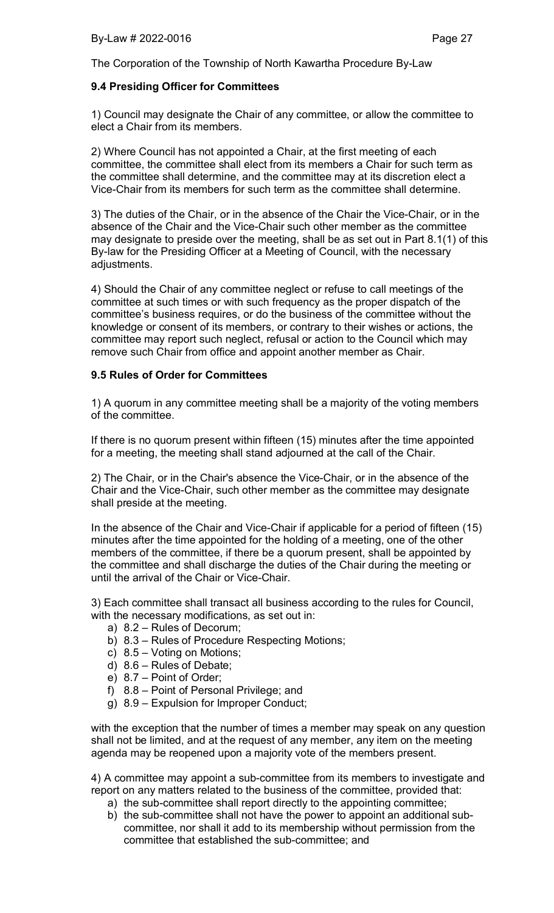### 9.4 Presiding Officer for Committees

1) Council may designate the Chair of any committee, or allow the committee to elect a Chair from its members.

2) Where Council has not appointed a Chair, at the first meeting of each committee, the committee shall elect from its members a Chair for such term as the committee shall determine, and the committee may at its discretion elect a Vice-Chair from its members for such term as the committee shall determine.

3) The duties of the Chair, or in the absence of the Chair the Vice-Chair, or in the absence of the Chair and the Vice-Chair such other member as the committee may designate to preside over the meeting, shall be as set out in Part 8.1(1) of this By-law for the Presiding Officer at a Meeting of Council, with the necessary adjustments.

4) Should the Chair of any committee neglect or refuse to call meetings of the committee at such times or with such frequency as the proper dispatch of the committee's business requires, or do the business of the committee without the knowledge or consent of its members, or contrary to their wishes or actions, the committee may report such neglect, refusal or action to the Council which may remove such Chair from office and appoint another member as Chair.

### 9.5 Rules of Order for Committees

1) A quorum in any committee meeting shall be a majority of the voting members of the committee.

If there is no quorum present within fifteen (15) minutes after the time appointed for a meeting, the meeting shall stand adjourned at the call of the Chair.

2) The Chair, or in the Chair's absence the Vice-Chair, or in the absence of the Chair and the Vice-Chair, such other member as the committee may designate shall preside at the meeting.

In the absence of the Chair and Vice-Chair if applicable for a period of fifteen (15) minutes after the time appointed for the holding of a meeting, one of the other members of the committee, if there be a quorum present, shall be appointed by the committee and shall discharge the duties of the Chair during the meeting or until the arrival of the Chair or Vice-Chair.

3) Each committee shall transact all business according to the rules for Council, with the necessary modifications, as set out in:

a) 8.2 – Rules of Decorum;
b) 8.3 – Rules of Procedure Respecting Motions;
c) 8.5 – Voting on Motions;
d) 8.6 – Rules of Debate;
e) 8.7 – Point of Order;
f) 8.8 – Point of Personal Privilege; and
g) 8.9 – Expulsion for Improper Conduct;

with the exception that the number of times a member may speak on any question shall not be limited, and at the request of any member, any item on the meeting agenda may be reopened upon a majority vote of the members present.

4) A committee may appoint a sub-committee from its members to investigate and report on any matters related to the business of the committee, provided that:

a) the sub-committee shall report directly to the appointing committee;
b) the sub-committee shall not have the power to appoint an additional sub-committee, nor shall it add to its membership without permission from the committee that established the sub-committee; and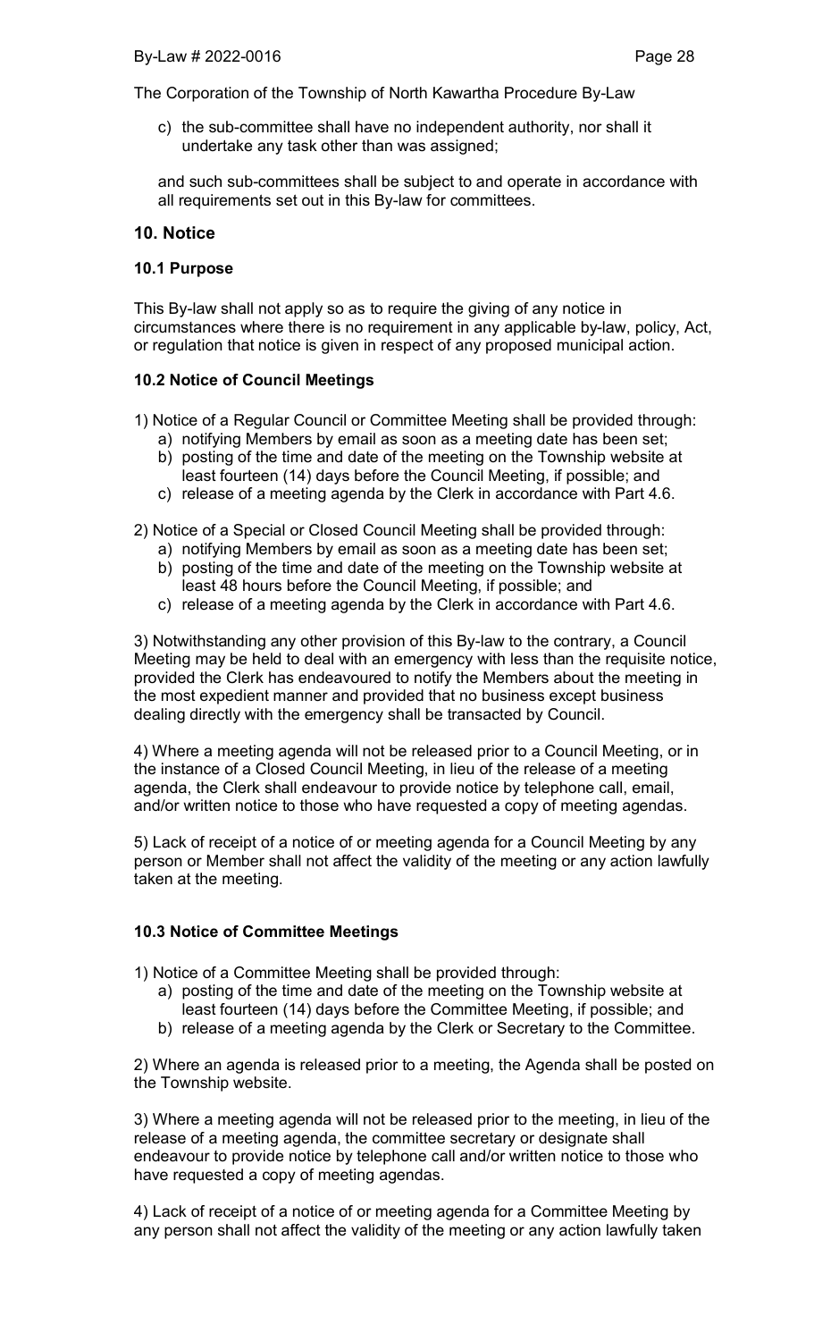c) the sub-committee shall have no independent authority, nor shall it undertake any task other than was assigned;

and such sub-committees shall be subject to and operate in accordance with all requirements set out in this By-law for committees.

## 10. Notice

### 10.1 Purpose

This By-law shall not apply so as to require the giving of any notice in circumstances where there is no requirement in any applicable by-law, policy, Act, or regulation that notice is given in respect of any proposed municipal action.

### 10.2 Notice of Council Meetings

1) Notice of a Regular Council or Committee Meeting shall be provided through:
   a) notifying Members by email as soon as a meeting date has been set;
   b) posting of the time and date of the meeting on the Township website at least fourteen (14) days before the Council Meeting, if possible; and
   c) release of a meeting agenda by the Clerk in accordance with Part 4.6.

2) Notice of a Special or Closed Council Meeting shall be provided through:
   a) notifying Members by email as soon as a meeting date has been set;
   b) posting of the time and date of the meeting on the Township website at least 48 hours before the Council Meeting, if possible; and
   c) release of a meeting agenda by the Clerk in accordance with Part 4.6.

3) Notwithstanding any other provision of this By-law to the contrary, a Council Meeting may be held to deal with an emergency with less than the requisite notice, provided the Clerk has endeavoured to notify the Members about the meeting in the most expedient manner and provided that no business except business dealing directly with the emergency shall be transacted by Council.

4) Where a meeting agenda will not be released prior to a Council Meeting, or in the instance of a Closed Council Meeting, in lieu of the release of a meeting agenda, the Clerk shall endeavour to provide notice by telephone call, email, and/or written notice to those who have requested a copy of meeting agendas.

5) Lack of receipt of a notice of or meeting agenda for a Council Meeting by any person or Member shall not affect the validity of the meeting or any action lawfully taken at the meeting.

### 10.3 Notice of Committee Meetings

1) Notice of a Committee Meeting shall be provided through:
   a) posting of the time and date of the meeting on the Township website at least fourteen (14) days before the Committee Meeting, if possible; and
   b) release of a meeting agenda by the Clerk or Secretary to the Committee.

2) Where an agenda is released prior to a meeting, the Agenda shall be posted on the Township website.

3) Where a meeting agenda will not be released prior to the meeting, in lieu of the release of a meeting agenda, the committee secretary or designate shall endeavour to provide notice by telephone call and/or written notice to those who have requested a copy of meeting agendas.

4) Lack of receipt of a notice of or meeting agenda for a Committee Meeting by any person shall not affect the validity of the meeting or any action lawfully taken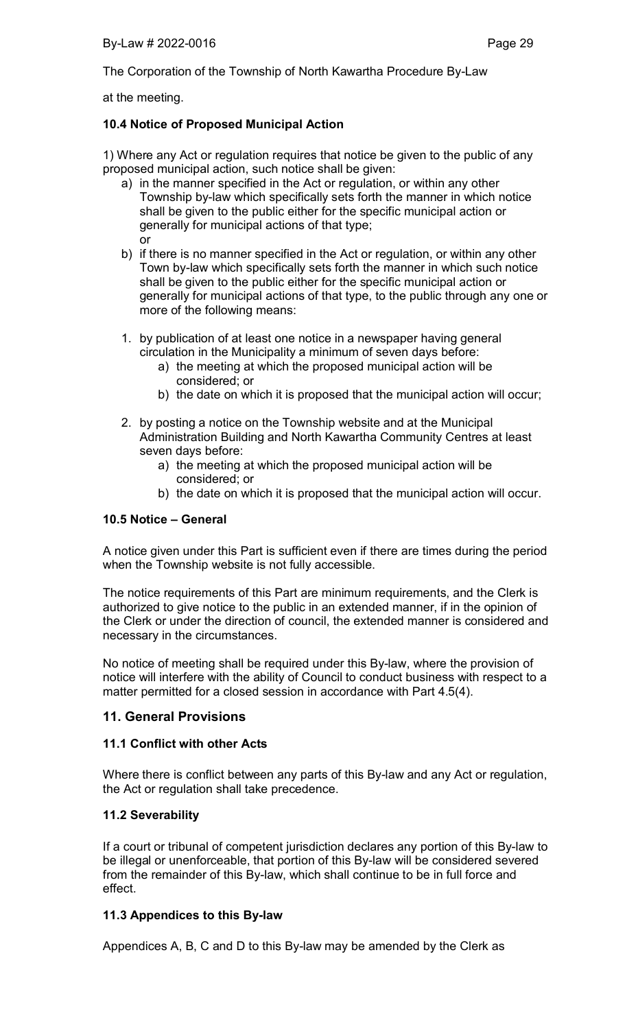at the meeting.

### 10.4 Notice of Proposed Municipal Action

1) Where any Act or regulation requires that notice be given to the public of any proposed municipal action, such notice shall be given:

a) in the manner specified in the Act or regulation, or within any other Township by-law which specifically sets forth the manner in which notice shall be given to the public either for the specific municipal action or generally for municipal actions of that type;
or
b) if there is no manner specified in the Act or regulation, or within any other Town by-law which specifically sets forth the manner in which such notice shall be given to the public either for the specific municipal action or generally for municipal actions of that type, to the public through any one or more of the following means:

1. by publication of at least one notice in a newspaper having general circulation in the Municipality a minimum of seven days before:
   a) the meeting at which the proposed municipal action will be considered; or
   b) the date on which it is proposed that the municipal action will occur;

2. by posting a notice on the Township website and at the Municipal Administration Building and North Kawartha Community Centres at least seven days before:
   a) the meeting at which the proposed municipal action will be considered; or
   b) the date on which it is proposed that the municipal action will occur.

### 10.5 Notice – General

A notice given under this Part is sufficient even if there are times during the period when the Township website is not fully accessible.

The notice requirements of this Part are minimum requirements, and the Clerk is authorized to give notice to the public in an extended manner, if in the opinion of the Clerk or under the direction of council, the extended manner is considered and necessary in the circumstances.

No notice of meeting shall be required under this By-law, where the provision of notice will interfere with the ability of Council to conduct business with respect to a matter permitted for a closed session in accordance with Part 4.5(4).

## 11. General Provisions

### 11.1 Conflict with other Acts

Where there is conflict between any parts of this By-law and any Act or regulation, the Act or regulation shall take precedence.

### 11.2 Severability

If a court or tribunal of competent jurisdiction declares any portion of this By-law to be illegal or unenforceable, that portion of this By-law will be considered severed from the remainder of this By-law, which shall continue to be in full force and effect.

### 11.3 Appendices to this By-law

Appendices A, B, C and D to this By-law may be amended by the Clerk as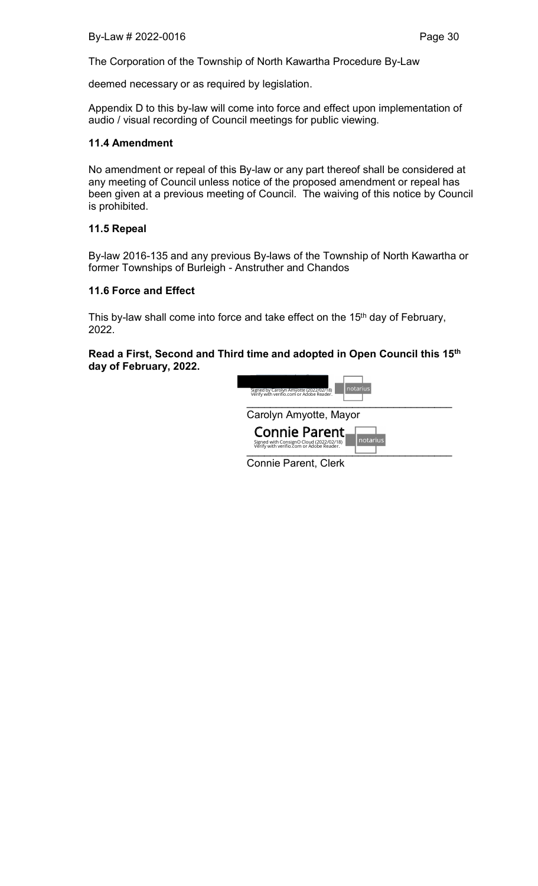deemed necessary or as required by legislation.

Appendix D to this by-law will come into force and effect upon implementation of audio / visual recording of Council meetings for public viewing.

### 11.4 Amendment

No amendment or repeal of this By-law or any part thereof shall be considered at any meeting of Council unless notice of the proposed amendment or repeal has been given at a previous meeting of Council. The waiving of this notice by Council is prohibited.

### 11.5 Repeal

By-law 2016-135 and any previous By-laws of the Township of North Kawartha or former Townships of Burleigh - Anstruther and Chandos

### 11.6 Force and Effect

This by-law shall come into force and take effect on the 15th day of February, 2022.

**Read a First, Second and Third time and adopted in Open Council this 15th day of February, 2022.**

Signed by Carolyn Amyotte (2022/02/18)
Verify with verifio.com or Adobe Reader.

\_\_\_\_\_\_\_\_\_\_\_\_\_\_\_\_\_\_\_\_\_\_\_\_\_\_\_\_\_\_

Carolyn Amyotte, Mayor

Connie Parent

Signed with ConsignO Cloud (2022/02/18)
Verify with verifio.com or Adobe Reader.

\_\_\_\_\_\_\_\_\_\_\_\_\_\_\_\_\_\_\_\_\_\_\_\_\_\_\_\_\_\_

Connie Parent, Clerk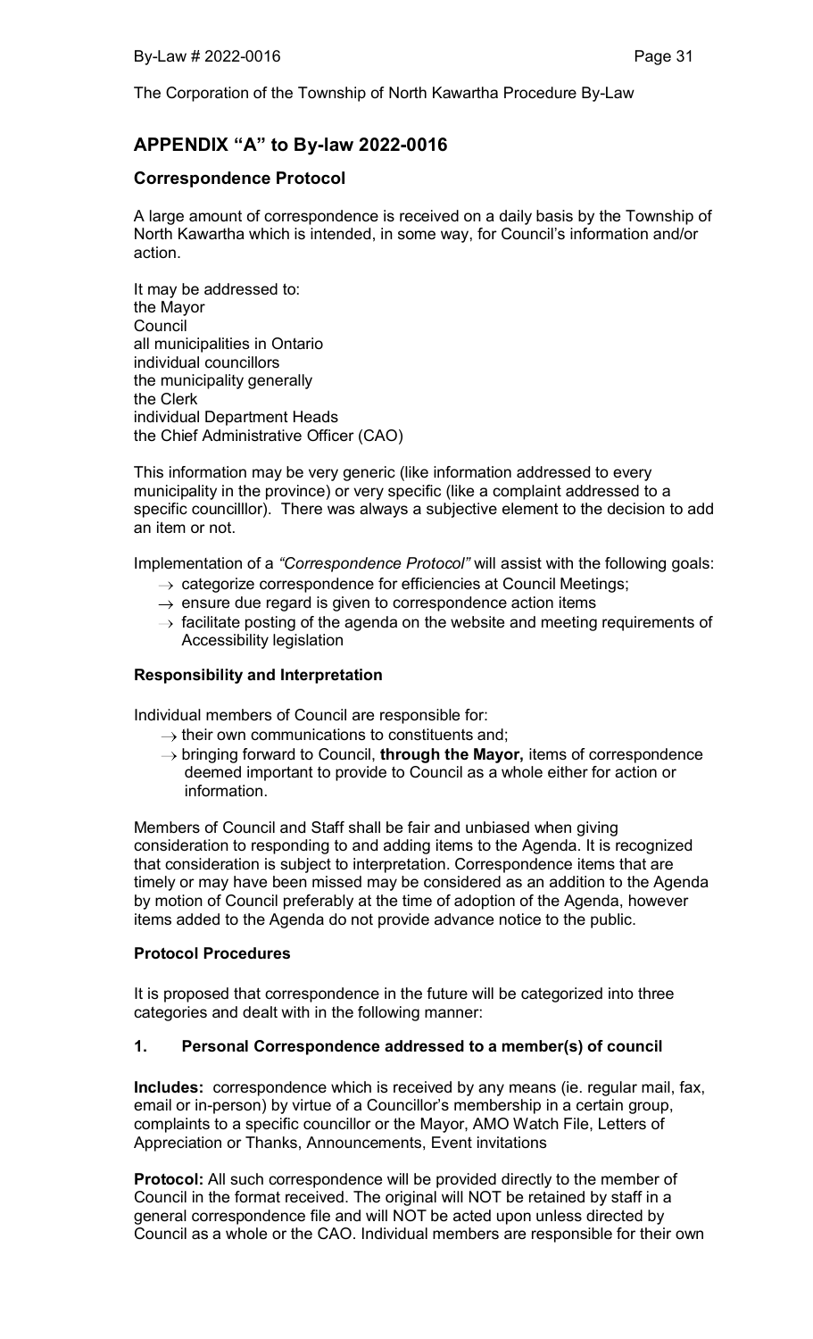## APPENDIX "A" to By-law 2022-0016

### Correspondence Protocol

A large amount of correspondence is received on a daily basis by the Township of North Kawartha which is intended, in some way, for Council's information and/or action.

It may be addressed to:
the Mayor
Council
all municipalities in Ontario
individual councillors
the municipality generally
the Clerk
individual Department Heads
the Chief Administrative Officer (CAO)

This information may be very generic (like information addressed to every municipality in the province) or very specific (like a complaint addressed to a specific councilllor). There was always a subjective element to the decision to add an item or not.

Implementation of a *"Correspondence Protocol"* will assist with the following goals:

- → categorize correspondence for efficiencies at Council Meetings;
- → ensure due regard is given to correspondence action items
- → facilitate posting of the agenda on the website and meeting requirements of Accessibility legislation

### Responsibility and Interpretation

Individual members of Council are responsible for:

- → their own communications to constituents and;
- → bringing forward to Council, **through the Mayor,** items of correspondence deemed important to provide to Council as a whole either for action or information.

Members of Council and Staff shall be fair and unbiased when giving consideration to responding to and adding items to the Agenda. It is recognized that consideration is subject to interpretation. Correspondence items that are timely or may have been missed may be considered as an addition to the Agenda by motion of Council preferably at the time of adoption of the Agenda, however items added to the Agenda do not provide advance notice to the public.

### Protocol Procedures

It is proposed that correspondence in the future will be categorized into three categories and dealt with in the following manner:

#### 1. Personal Correspondence addressed to a member(s) of council

**Includes:** correspondence which is received by any means (ie. regular mail, fax, email or in-person) by virtue of a Councillor's membership in a certain group, complaints to a specific councillor or the Mayor, AMO Watch File, Letters of Appreciation or Thanks, Announcements, Event invitations

**Protocol:** All such correspondence will be provided directly to the member of Council in the format received. The original will NOT be retained by staff in a general correspondence file and will NOT be acted upon unless directed by Council as a whole or the CAO. Individual members are responsible for their own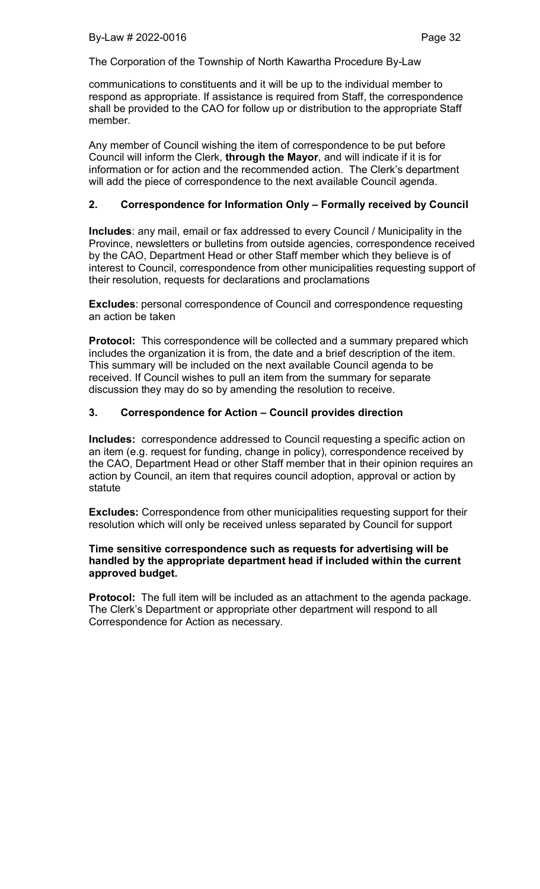communications to constituents and it will be up to the individual member to respond as appropriate. If assistance is required from Staff, the correspondence shall be provided to the CAO for follow up or distribution to the appropriate Staff member.

Any member of Council wishing the item of correspondence to be put before Council will inform the Clerk, **through the Mayor**, and will indicate if it is for information or for action and the recommended action. The Clerk's department will add the piece of correspondence to the next available Council agenda.

### 2. Correspondence for Information Only – Formally received by Council

**Includes**: any mail, email or fax addressed to every Council / Municipality in the Province, newsletters or bulletins from outside agencies, correspondence received by the CAO, Department Head or other Staff member which they believe is of interest to Council, correspondence from other municipalities requesting support of their resolution, requests for declarations and proclamations

**Excludes**: personal correspondence of Council and correspondence requesting an action be taken

**Protocol:** This correspondence will be collected and a summary prepared which includes the organization it is from, the date and a brief description of the item. This summary will be included on the next available Council agenda to be received. If Council wishes to pull an item from the summary for separate discussion they may do so by amending the resolution to receive.

### 3. Correspondence for Action – Council provides direction

**Includes:** correspondence addressed to Council requesting a specific action on an item (e.g. request for funding, change in policy), correspondence received by the CAO, Department Head or other Staff member that in their opinion requires an action by Council, an item that requires council adoption, approval or action by statute

**Excludes:** Correspondence from other municipalities requesting support for their resolution which will only be received unless separated by Council for support

**Time sensitive correspondence such as requests for advertising will be handled by the appropriate department head if included within the current approved budget.**

**Protocol:** The full item will be included as an attachment to the agenda package. The Clerk's Department or appropriate other department will respond to all Correspondence for Action as necessary.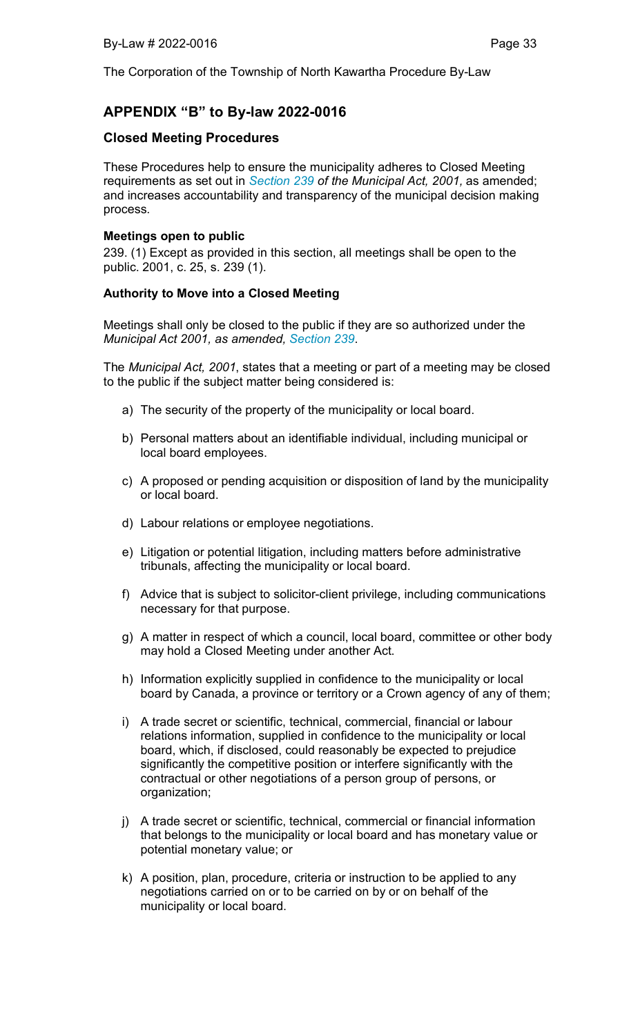## APPENDIX "B" to By-law 2022-0016

### Closed Meeting Procedures

These Procedures help to ensure the municipality adheres to Closed Meeting requirements as set out in *Section 239 of the Municipal Act, 2001,* as amended; and increases accountability and transparency of the municipal decision making process.

**Meetings open to public**

239. (1) Except as provided in this section, all meetings shall be open to the public. 2001, c. 25, s. 239 (1).

**Authority to Move into a Closed Meeting**

Meetings shall only be closed to the public if they are so authorized under the *Municipal Act 2001, as amended, Section 239*.

The *Municipal Act, 2001*, states that a meeting or part of a meeting may be closed to the public if the subject matter being considered is:

a) The security of the property of the municipality or local board.

b) Personal matters about an identifiable individual, including municipal or local board employees.

c) A proposed or pending acquisition or disposition of land by the municipality or local board.

d) Labour relations or employee negotiations.

e) Litigation or potential litigation, including matters before administrative tribunals, affecting the municipality or local board.

f) Advice that is subject to solicitor-client privilege, including communications necessary for that purpose.

g) A matter in respect of which a council, local board, committee or other body may hold a Closed Meeting under another Act.

h) Information explicitly supplied in confidence to the municipality or local board by Canada, a province or territory or a Crown agency of any of them;

i) A trade secret or scientific, technical, commercial, financial or labour relations information, supplied in confidence to the municipality or local board, which, if disclosed, could reasonably be expected to prejudice significantly the competitive position or interfere significantly with the contractual or other negotiations of a person group of persons, or organization;

j) A trade secret or scientific, technical, commercial or financial information that belongs to the municipality or local board and has monetary value or potential monetary value; or

k) A position, plan, procedure, criteria or instruction to be applied to any negotiations carried on or to be carried on by or on behalf of the municipality or local board.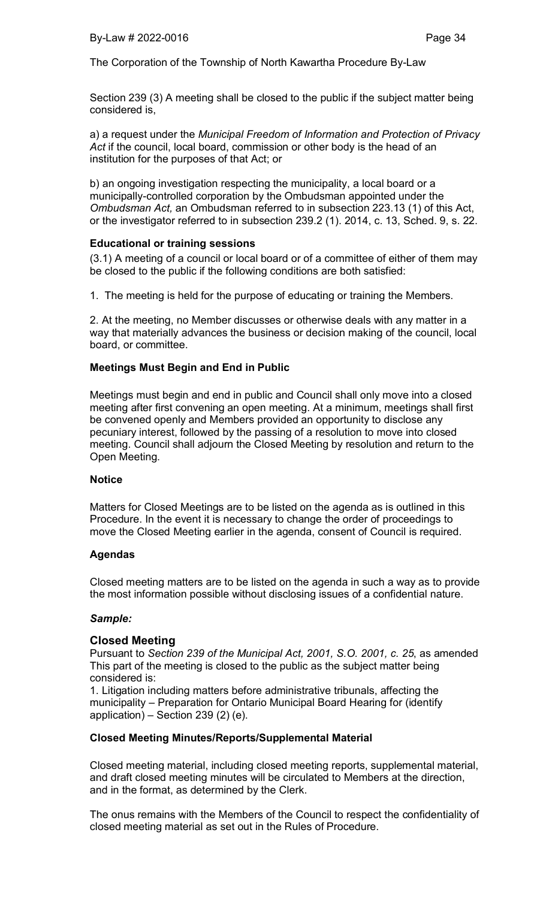Section 239 (3) A meeting shall be closed to the public if the subject matter being considered is,

a) a request under the *Municipal Freedom of Information and Protection of Privacy Act* if the council, local board, commission or other body is the head of an institution for the purposes of that Act; or

b) an ongoing investigation respecting the municipality, a local board or a municipally-controlled corporation by the Ombudsman appointed under the *Ombudsman Act,* an Ombudsman referred to in subsection 223.13 (1) of this Act, or the investigator referred to in subsection 239.2 (1). 2014, c. 13, Sched. 9, s. 22.

**Educational or training sessions**

(3.1) A meeting of a council or local board or of a committee of either of them may be closed to the public if the following conditions are both satisfied:

1. The meeting is held for the purpose of educating or training the Members.

2. At the meeting, no Member discusses or otherwise deals with any matter in a way that materially advances the business or decision making of the council, local board, or committee.

**Meetings Must Begin and End in Public**

Meetings must begin and end in public and Council shall only move into a closed meeting after first convening an open meeting. At a minimum, meetings shall first be convened openly and Members provided an opportunity to disclose any pecuniary interest, followed by the passing of a resolution to move into closed meeting. Council shall adjourn the Closed Meeting by resolution and return to the Open Meeting.

**Notice**

Matters for Closed Meetings are to be listed on the agenda as is outlined in this Procedure. In the event it is necessary to change the order of proceedings to move the Closed Meeting earlier in the agenda, consent of Council is required.

**Agendas**

Closed meeting matters are to be listed on the agenda in such a way as to provide the most information possible without disclosing issues of a confidential nature.

***Sample:***

**Closed Meeting**

Pursuant to *Section 239 of the Municipal Act, 2001, S.O. 2001, c. 25*, as amended This part of the meeting is closed to the public as the subject matter being considered is:

1. Litigation including matters before administrative tribunals, affecting the municipality – Preparation for Ontario Municipal Board Hearing for (identify application) – Section 239 (2) (e).

**Closed Meeting Minutes/Reports/Supplemental Material**

Closed meeting material, including closed meeting reports, supplemental material, and draft closed meeting minutes will be circulated to Members at the direction, and in the format, as determined by the Clerk.

The onus remains with the Members of the Council to respect the confidentiality of closed meeting material as set out in the Rules of Procedure.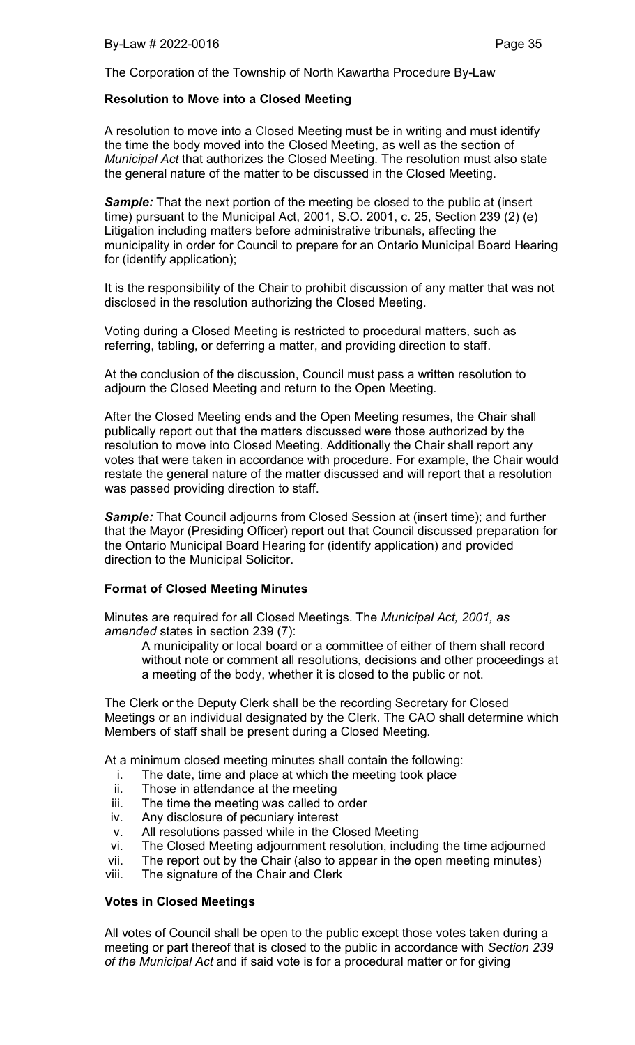The Corporation of the Township of North Kawartha Procedure By-Law

**Resolution to Move into a Closed Meeting**

A resolution to move into a Closed Meeting must be in writing and must identify the time the body moved into the Closed Meeting, as well as the section of *Municipal Act* that authorizes the Closed Meeting. The resolution must also state the general nature of the matter to be discussed in the Closed Meeting.

***Sample:*** That the next portion of the meeting be closed to the public at (insert time) pursuant to the Municipal Act, 2001, S.O. 2001, c. 25, Section 239 (2) (e) Litigation including matters before administrative tribunals, affecting the municipality in order for Council to prepare for an Ontario Municipal Board Hearing for (identify application);

It is the responsibility of the Chair to prohibit discussion of any matter that was not disclosed in the resolution authorizing the Closed Meeting.

Voting during a Closed Meeting is restricted to procedural matters, such as referring, tabling, or deferring a matter, and providing direction to staff.

At the conclusion of the discussion, Council must pass a written resolution to adjourn the Closed Meeting and return to the Open Meeting.

After the Closed Meeting ends and the Open Meeting resumes, the Chair shall publically report out that the matters discussed were those authorized by the resolution to move into Closed Meeting. Additionally the Chair shall report any votes that were taken in accordance with procedure. For example, the Chair would restate the general nature of the matter discussed and will report that a resolution was passed providing direction to staff.

***Sample:*** That Council adjourns from Closed Session at (insert time); and further that the Mayor (Presiding Officer) report out that Council discussed preparation for the Ontario Municipal Board Hearing for (identify application) and provided direction to the Municipal Solicitor.

**Format of Closed Meeting Minutes**

Minutes are required for all Closed Meetings. The *Municipal Act, 2001, as amended* states in section 239 (7):

> A municipality or local board or a committee of either of them shall record without note or comment all resolutions, decisions and other proceedings at a meeting of the body, whether it is closed to the public or not.

The Clerk or the Deputy Clerk shall be the recording Secretary for Closed Meetings or an individual designated by the Clerk. The CAO shall determine which Members of staff shall be present during a Closed Meeting.

At a minimum closed meeting minutes shall contain the following:

i. The date, time and place at which the meeting took place
ii. Those in attendance at the meeting
iii. The time the meeting was called to order
iv. Any disclosure of pecuniary interest
v. All resolutions passed while in the Closed Meeting
vi. The Closed Meeting adjournment resolution, including the time adjourned
vii. The report out by the Chair (also to appear in the open meeting minutes)
viii. The signature of the Chair and Clerk

**Votes in Closed Meetings**

All votes of Council shall be open to the public except those votes taken during a meeting or part thereof that is closed to the public in accordance with *Section 239 of the Municipal Act* and if said vote is for a procedural matter or for giving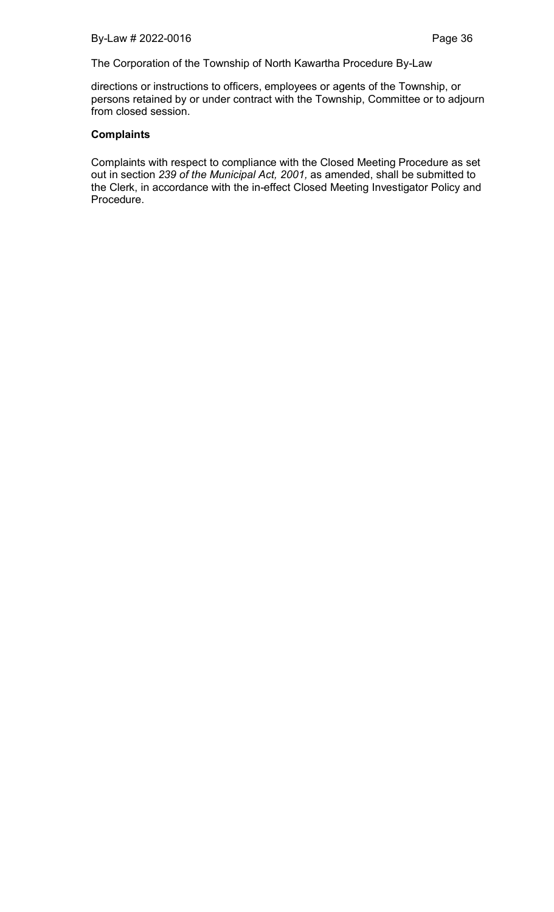directions or instructions to officers, employees or agents of the Township, or persons retained by or under contract with the Township, Committee or to adjourn from closed session.

**Complaints**

Complaints with respect to compliance with the Closed Meeting Procedure as set out in section *239 of the Municipal Act, 2001,* as amended, shall be submitted to the Clerk, in accordance with the in-effect Closed Meeting Investigator Policy and Procedure.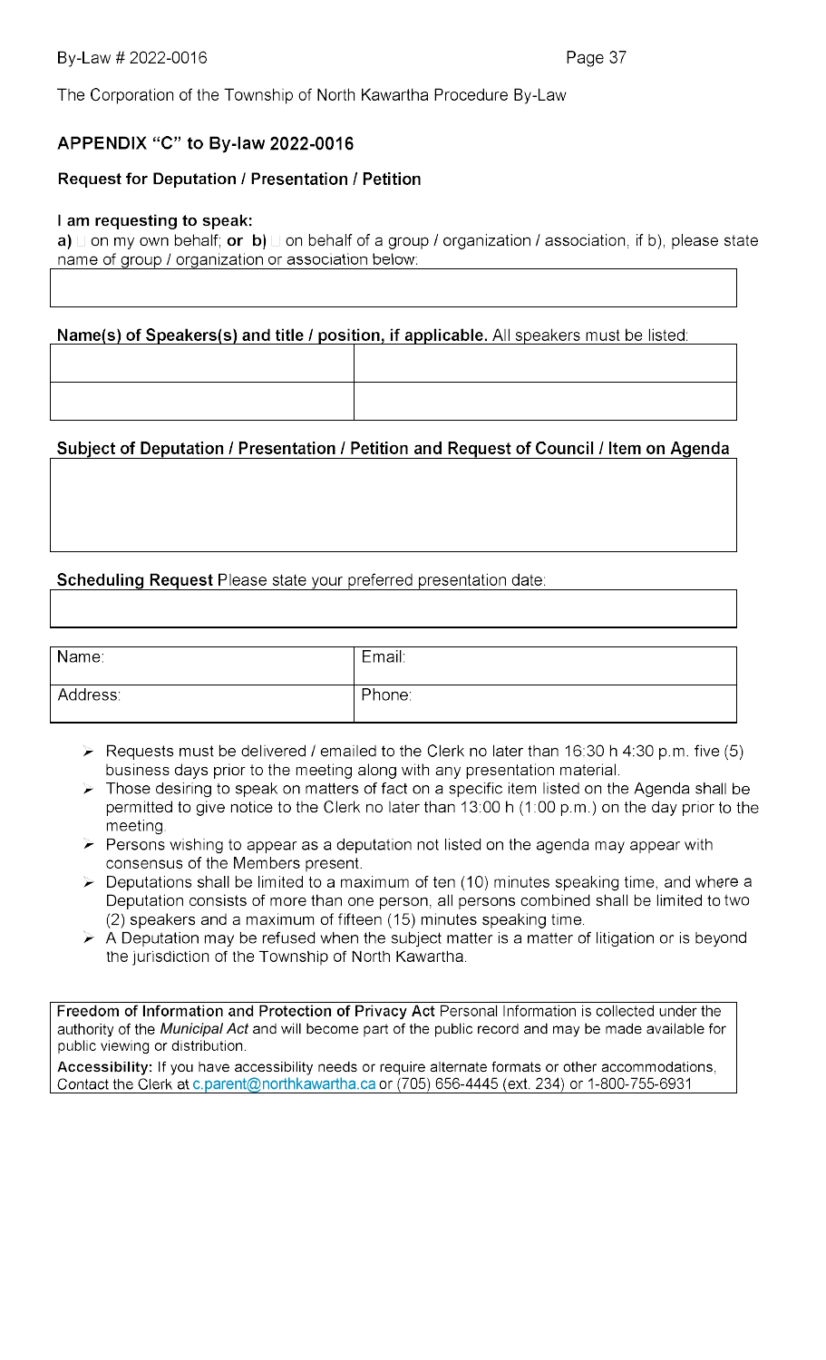The Corporation of the Township of North Kawartha Procedure By-Law

## APPENDIX "C" to By-law 2022-0016

### Request for Deputation / Presentation / Petition

**I am requesting to speak:**

**a)** ☐ on my own behalf; **or b)** ☐ on behalf of a group / organization / association, if b), please state name of group / organization or association below:

| |
|---|
| |

**Name(s) of Speakers(s) and title / position, if applicable.** All speakers must be listed:

| | |
|---|---|
| | |
| | |

**Subject of Deputation / Presentation / Petition and Request of Council / Item on Agenda**

| |
|---|
| |

**Scheduling Request** Please state your preferred presentation date:

| |
|---|
| |

| Name: | Email: |
|---|---|
| Address: | Phone: |

- Requests must be delivered / emailed to the Clerk no later than 16:30 h 4:30 p.m. five (5) business days prior to the meeting along with any presentation material.
- Those desiring to speak on matters of fact on a specific item listed on the Agenda shall be permitted to give notice to the Clerk no later than 13:00 h (1:00 p.m.) on the day prior to the meeting.
- Persons wishing to appear as a deputation not listed on the agenda may appear with consensus of the Members present.
- Deputations shall be limited to a maximum of ten (10) minutes speaking time, and where a Deputation consists of more than one person, all persons combined shall be limited to two (2) speakers and a maximum of fifteen (15) minutes speaking time.
- A Deputation may be refused when the subject matter is a matter of litigation or is beyond the jurisdiction of the Township of North Kawartha.

**Freedom of Information and Protection of Privacy Act** Personal Information is collected under the authority of the *Municipal Act* and will become part of the public record and may be made available for public viewing or distribution.

**Accessibility:** If you have accessibility needs or require alternate formats or other accommodations, Contact the Clerk at c.parent@northkawartha.ca or (705) 656-4445 (ext. 234) or 1-800-755-6931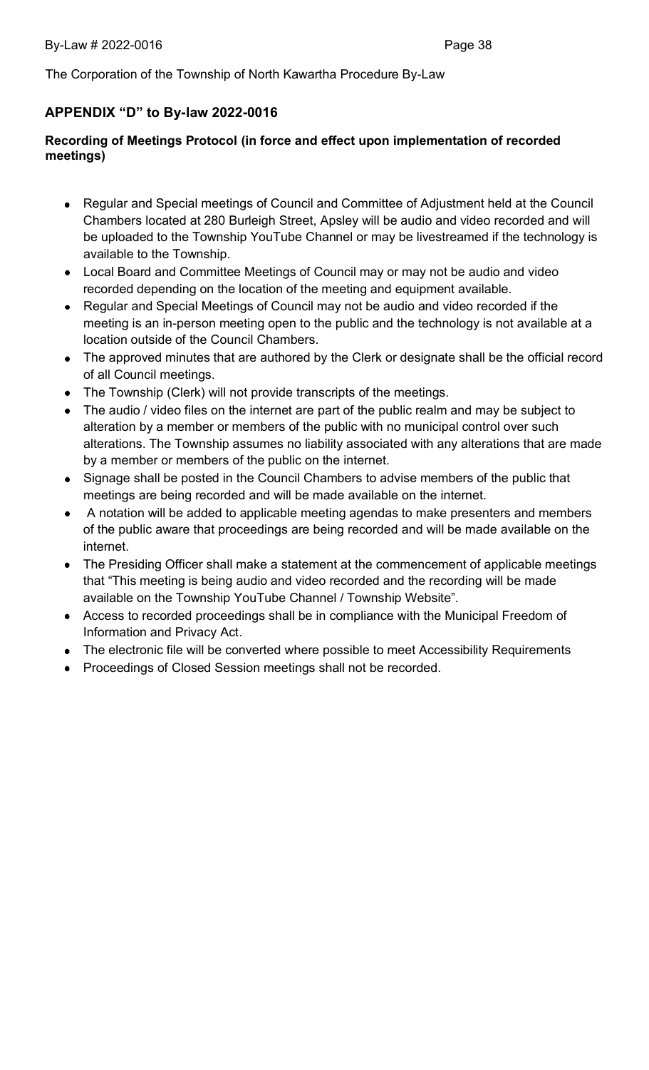## APPENDIX "D" to By-law 2022-0016

**Recording of Meetings Protocol (in force and effect upon implementation of recorded meetings)**

- Regular and Special meetings of Council and Committee of Adjustment held at the Council Chambers located at 280 Burleigh Street, Apsley will be audio and video recorded and will be uploaded to the Township YouTube Channel or may be livestreamed if the technology is available to the Township.
- Local Board and Committee Meetings of Council may or may not be audio and video recorded depending on the location of the meeting and equipment available.
- Regular and Special Meetings of Council may not be audio and video recorded if the meeting is an in-person meeting open to the public and the technology is not available at a location outside of the Council Chambers.
- The approved minutes that are authored by the Clerk or designate shall be the official record of all Council meetings.
- The Township (Clerk) will not provide transcripts of the meetings.
- The audio / video files on the internet are part of the public realm and may be subject to alteration by a member or members of the public with no municipal control over such alterations. The Township assumes no liability associated with any alterations that are made by a member or members of the public on the internet.
- Signage shall be posted in the Council Chambers to advise members of the public that meetings are being recorded and will be made available on the internet.
- A notation will be added to applicable meeting agendas to make presenters and members of the public aware that proceedings are being recorded and will be made available on the internet.
- The Presiding Officer shall make a statement at the commencement of applicable meetings that "This meeting is being audio and video recorded and the recording will be made available on the Township YouTube Channel / Township Website".
- Access to recorded proceedings shall be in compliance with the Municipal Freedom of Information and Privacy Act.
- The electronic file will be converted where possible to meet Accessibility Requirements
- Proceedings of Closed Session meetings shall not be recorded.